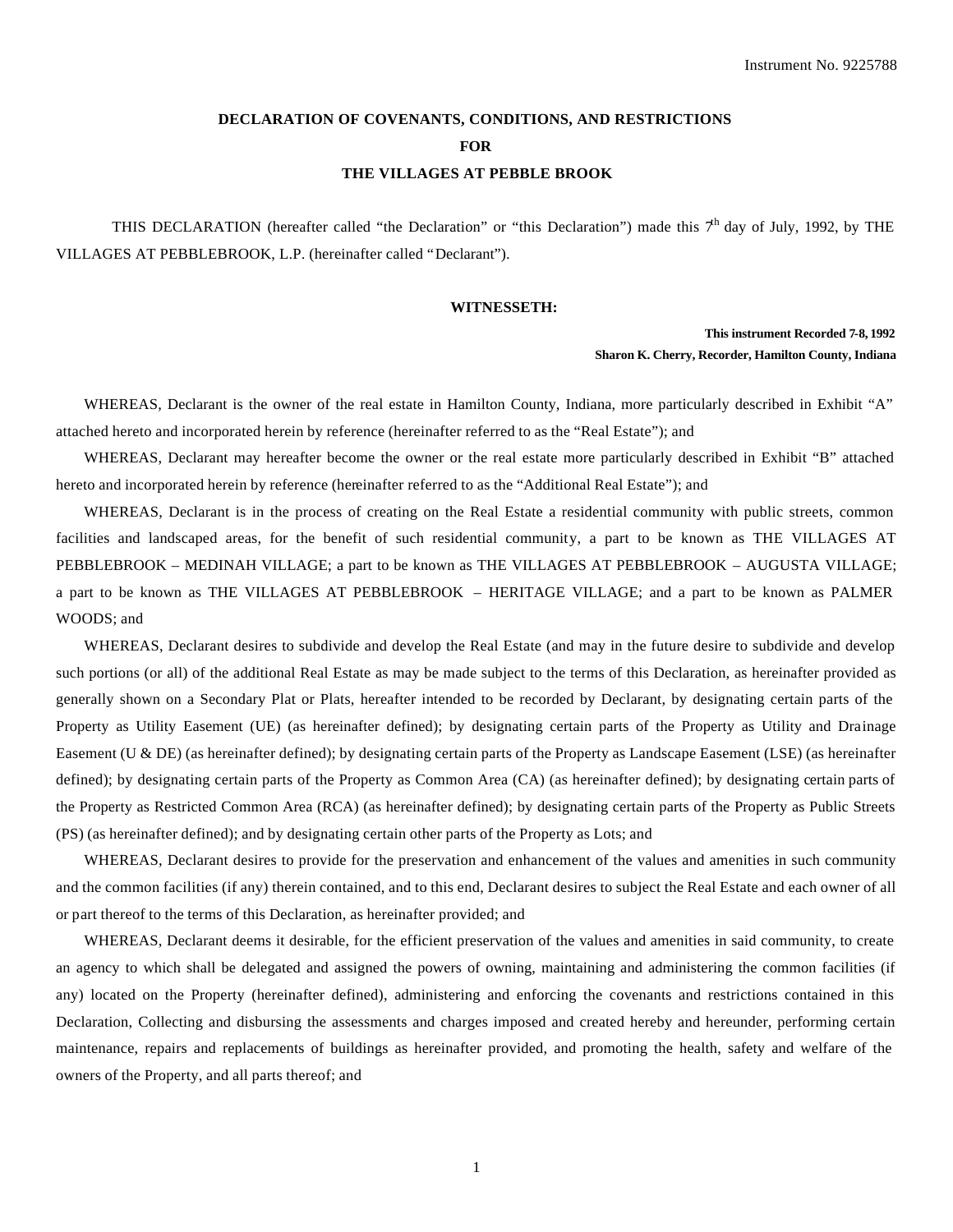Instrument No. 9225788

# DECLARATION OF COVENANTS, CONDITIONS, AND RESTRICTIONS
# FOR
# THE VILLAGES AT PEBBLE BROOK

THIS DECLARATION (hereafter called "the Declaration" or "this Declaration") made this 7th day of July, 1992, by THE VILLAGES AT PEBBLEBROOK, L.P. (hereinafter called "Declarant").

**WITNESSETH:**

**This instrument Recorded 7-8, 1992**
**Sharon K. Cherry, Recorder, Hamilton County, Indiana**

WHEREAS, Declarant is the owner of the real estate in Hamilton County, Indiana, more particularly described in Exhibit "A" attached hereto and incorporated herein by reference (hereinafter referred to as the "Real Estate"); and

WHEREAS, Declarant may hereafter become the owner or the real estate more particularly described in Exhibit "B" attached hereto and incorporated herein by reference (hereinafter referred to as the "Additional Real Estate"); and

WHEREAS, Declarant is in the process of creating on the Real Estate a residential community with public streets, common facilities and landscaped areas, for the benefit of such residential community, a part to be known as THE VILLAGES AT PEBBLEBROOK – MEDINAH VILLAGE; a part to be known as THE VILLAGES AT PEBBLEBROOK – AUGUSTA VILLAGE; a part to be known as THE VILLAGES AT PEBBLEBROOK – HERITAGE VILLAGE; and a part to be known as PALMER WOODS; and

WHEREAS, Declarant desires to subdivide and develop the Real Estate (and may in the future desire to subdivide and develop such portions (or all) of the additional Real Estate as may be made subject to the terms of this Declaration, as hereinafter provided as generally shown on a Secondary Plat or Plats, hereafter intended to be recorded by Declarant, by designating certain parts of the Property as Utility Easement (UE) (as hereinafter defined); by designating certain parts of the Property as Utility and Drainage Easement (U & DE) (as hereinafter defined); by designating certain parts of the Property as Landscape Easement (LSE) (as hereinafter defined); by designating certain parts of the Property as Common Area (CA) (as hereinafter defined); by designating certain parts of the Property as Restricted Common Area (RCA) (as hereinafter defined); by designating certain parts of the Property as Public Streets (PS) (as hereinafter defined); and by designating certain other parts of the Property as Lots; and

WHEREAS, Declarant desires to provide for the preservation and enhancement of the values and amenities in such community and the common facilities (if any) therein contained, and to this end, Declarant desires to subject the Real Estate and each owner of all or part thereof to the terms of this Declaration, as hereinafter provided; and

WHEREAS, Declarant deems it desirable, for the efficient preservation of the values and amenities in said community, to create an agency to which shall be delegated and assigned the powers of owning, maintaining and administering the common facilities (if any) located on the Property (hereinafter defined), administering and enforcing the covenants and restrictions contained in this Declaration, Collecting and disbursing the assessments and charges imposed and created hereby and hereunder, performing certain maintenance, repairs and replacements of buildings as hereinafter provided, and promoting the health, safety and welfare of the owners of the Property, and all parts thereof; and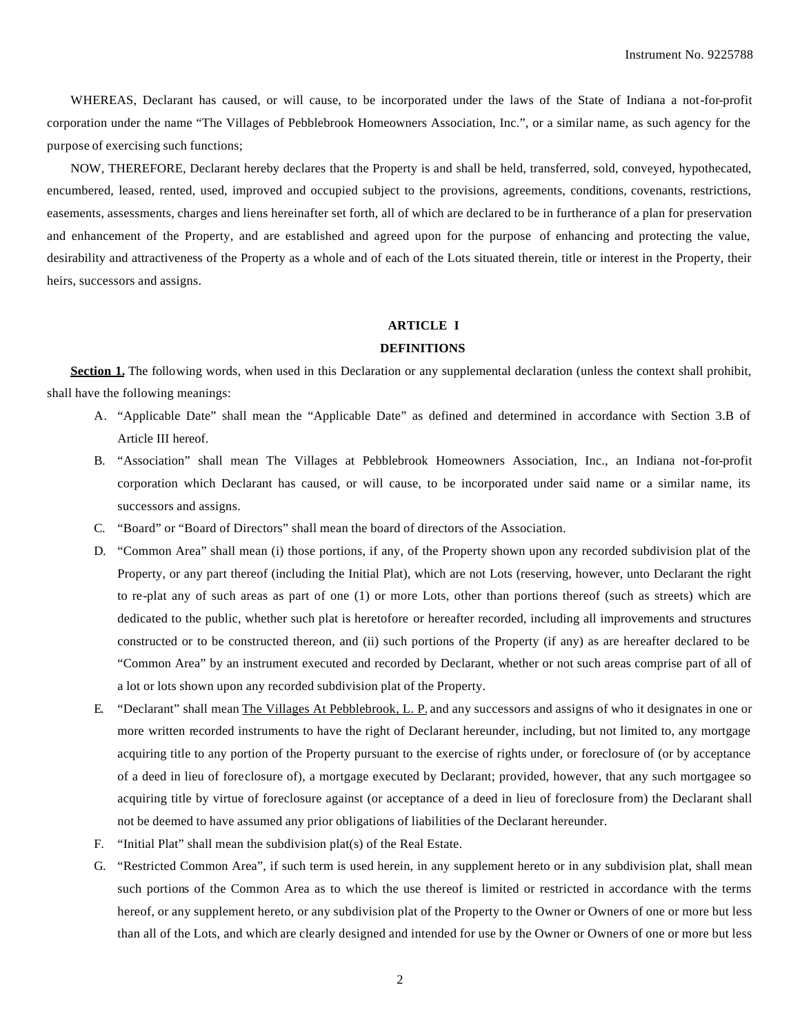WHEREAS, Declarant has caused, or will cause, to be incorporated under the laws of the State of Indiana a not-for-profit corporation under the name "The Villages of Pebblebrook Homeowners Association, Inc.", or a similar name, as such agency for the purpose of exercising such functions;

NOW, THEREFORE, Declarant hereby declares that the Property is and shall be held, transferred, sold, conveyed, hypothecated, encumbered, leased, rented, used, improved and occupied subject to the provisions, agreements, conditions, covenants, restrictions, easements, assessments, charges and liens hereinafter set forth, all of which are declared to be in furtherance of a plan for preservation and enhancement of the Property, and are established and agreed upon for the purpose of enhancing and protecting the value, desirability and attractiveness of the Property as a whole and of each of the Lots situated therein, title or interest in the Property, their heirs, successors and assigns.

## ARTICLE I
## DEFINITIONS

**Section 1.** The following words, when used in this Declaration or any supplemental declaration (unless the context shall prohibit, shall have the following meanings:

A. "Applicable Date" shall mean the "Applicable Date" as defined and determined in accordance with Section 3.B of Article III hereof.

B. "Association" shall mean The Villages at Pebblebrook Homeowners Association, Inc., an Indiana not-for-profit corporation which Declarant has caused, or will cause, to be incorporated under said name or a similar name, its successors and assigns.

C. "Board" or "Board of Directors" shall mean the board of directors of the Association.

D. "Common Area" shall mean (i) those portions, if any, of the Property shown upon any recorded subdivision plat of the Property, or any part thereof (including the Initial Plat), which are not Lots (reserving, however, unto Declarant the right to re-plat any of such areas as part of one (1) or more Lots, other than portions thereof (such as streets) which are dedicated to the public, whether such plat is heretofore or hereafter recorded, including all improvements and structures constructed or to be constructed thereon, and (ii) such portions of the Property (if any) as are hereafter declared to be "Common Area" by an instrument executed and recorded by Declarant, whether or not such areas comprise part of all of a lot or lots shown upon any recorded subdivision plat of the Property.

E. "Declarant" shall mean The Villages At Pebblebrook, L. P. and any successors and assigns of who it designates in one or more written recorded instruments to have the right of Declarant hereunder, including, but not limited to, any mortgage acquiring title to any portion of the Property pursuant to the exercise of rights under, or foreclosure of (or by acceptance of a deed in lieu of foreclosure of), a mortgage executed by Declarant; provided, however, that any such mortgagee so acquiring title by virtue of foreclosure against (or acceptance of a deed in lieu of foreclosure from) the Declarant shall not be deemed to have assumed any prior obligations of liabilities of the Declarant hereunder.

F. "Initial Plat" shall mean the subdivision plat(s) of the Real Estate.

G. "Restricted Common Area", if such term is used herein, in any supplement hereto or in any subdivision plat, shall mean such portions of the Common Area as to which the use thereof is limited or restricted in accordance with the terms hereof, or any supplement hereto, or any subdivision plat of the Property to the Owner or Owners of one or more but less than all of the Lots, and which are clearly designed and intended for use by the Owner or Owners of one or more but less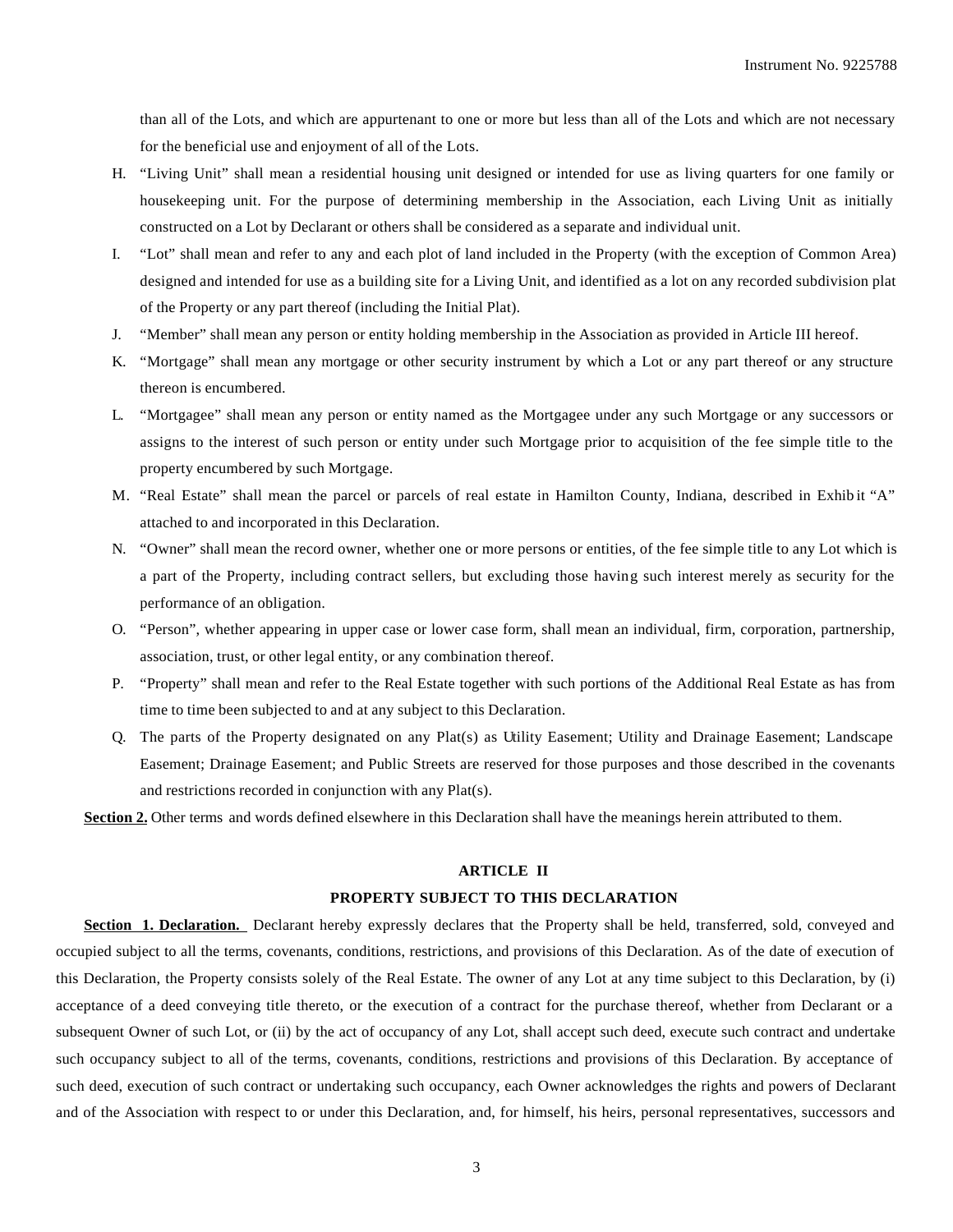than all of the Lots, and which are appurtenant to one or more but less than all of the Lots and which are not necessary for the beneficial use and enjoyment of all of the Lots.

H. "Living Unit" shall mean a residential housing unit designed or intended for use as living quarters for one family or housekeeping unit. For the purpose of determining membership in the Association, each Living Unit as initially constructed on a Lot by Declarant or others shall be considered as a separate and individual unit.

I. "Lot" shall mean and refer to any and each plot of land included in the Property (with the exception of Common Area) designed and intended for use as a building site for a Living Unit, and identified as a lot on any recorded subdivision plat of the Property or any part thereof (including the Initial Plat).

J. "Member" shall mean any person or entity holding membership in the Association as provided in Article III hereof.

K. "Mortgage" shall mean any mortgage or other security instrument by which a Lot or any part thereof or any structure thereon is encumbered.

L. "Mortgagee" shall mean any person or entity named as the Mortgagee under any such Mortgage or any successors or assigns to the interest of such person or entity under such Mortgage prior to acquisition of the fee simple title to the property encumbered by such Mortgage.

M. "Real Estate" shall mean the parcel or parcels of real estate in Hamilton County, Indiana, described in Exhibit "A" attached to and incorporated in this Declaration.

N. "Owner" shall mean the record owner, whether one or more persons or entities, of the fee simple title to any Lot which is a part of the Property, including contract sellers, but excluding those having such interest merely as security for the performance of an obligation.

O. "Person", whether appearing in upper case or lower case form, shall mean an individual, firm, corporation, partnership, association, trust, or other legal entity, or any combination thereof.

P. "Property" shall mean and refer to the Real Estate together with such portions of the Additional Real Estate as has from time to time been subjected to and at any subject to this Declaration.

Q. The parts of the Property designated on any Plat(s) as Utility Easement; Utility and Drainage Easement; Landscape Easement; Drainage Easement; and Public Streets are reserved for those purposes and those described in the covenants and restrictions recorded in conjunction with any Plat(s).

**Section 2.** Other terms and words defined elsewhere in this Declaration shall have the meanings herein attributed to them.

## ARTICLE II

## PROPERTY SUBJECT TO THIS DECLARATION

**Section 1. Declaration.** Declarant hereby expressly declares that the Property shall be held, transferred, sold, conveyed and occupied subject to all the terms, covenants, conditions, restrictions, and provisions of this Declaration. As of the date of execution of this Declaration, the Property consists solely of the Real Estate. The owner of any Lot at any time subject to this Declaration, by (i) acceptance of a deed conveying title thereto, or the execution of a contract for the purchase thereof, whether from Declarant or a subsequent Owner of such Lot, or (ii) by the act of occupancy of any Lot, shall accept such deed, execute such contract and undertake such occupancy subject to all of the terms, covenants, conditions, restrictions and provisions of this Declaration. By acceptance of such deed, execution of such contract or undertaking such occupancy, each Owner acknowledges the rights and powers of Declarant and of the Association with respect to or under this Declaration, and, for himself, his heirs, personal representatives, successors and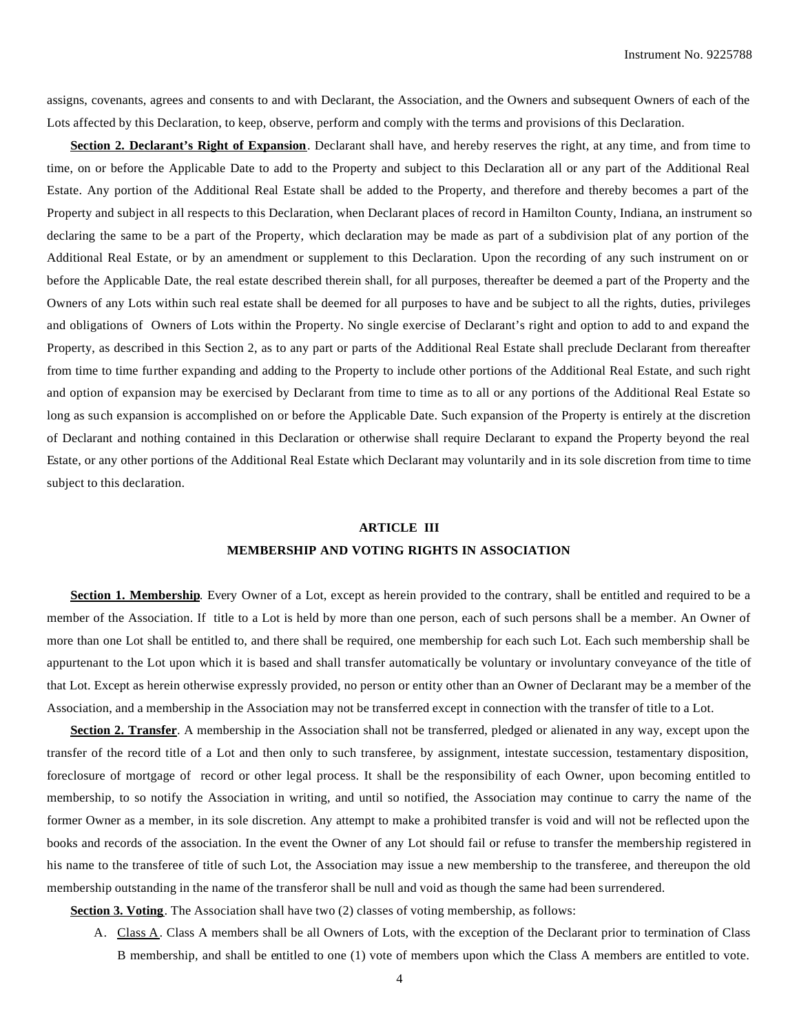assigns, covenants, agrees and consents to and with Declarant, the Association, and the Owners and subsequent Owners of each of the Lots affected by this Declaration, to keep, observe, perform and comply with the terms and provisions of this Declaration.

**Section 2. Declarant's Right of Expansion**. Declarant shall have, and hereby reserves the right, at any time, and from time to time, on or before the Applicable Date to add to the Property and subject to this Declaration all or any part of the Additional Real Estate. Any portion of the Additional Real Estate shall be added to the Property, and therefore and thereby becomes a part of the Property and subject in all respects to this Declaration, when Declarant places of record in Hamilton County, Indiana, an instrument so declaring the same to be a part of the Property, which declaration may be made as part of a subdivision plat of any portion of the Additional Real Estate, or by an amendment or supplement to this Declaration. Upon the recording of any such instrument on or before the Applicable Date, the real estate described therein shall, for all purposes, thereafter be deemed a part of the Property and the Owners of any Lots within such real estate shall be deemed for all purposes to have and be subject to all the rights, duties, privileges and obligations of Owners of Lots within the Property. No single exercise of Declarant's right and option to add to and expand the Property, as described in this Section 2, as to any part or parts of the Additional Real Estate shall preclude Declarant from thereafter from time to time further expanding and adding to the Property to include other portions of the Additional Real Estate, and such right and option of expansion may be exercised by Declarant from time to time as to all or any portions of the Additional Real Estate so long as such expansion is accomplished on or before the Applicable Date. Such expansion of the Property is entirely at the discretion of Declarant and nothing contained in this Declaration or otherwise shall require Declarant to expand the Property beyond the real Estate, or any other portions of the Additional Real Estate which Declarant may voluntarily and in its sole discretion from time to time subject to this declaration.

## ARTICLE III
## MEMBERSHIP AND VOTING RIGHTS IN ASSOCIATION

**Section 1. Membership**. Every Owner of a Lot, except as herein provided to the contrary, shall be entitled and required to be a member of the Association. If title to a Lot is held by more than one person, each of such persons shall be a member. An Owner of more than one Lot shall be entitled to, and there shall be required, one membership for each such Lot. Each such membership shall be appurtenant to the Lot upon which it is based and shall transfer automatically be voluntary or involuntary conveyance of the title of that Lot. Except as herein otherwise expressly provided, no person or entity other than an Owner of Declarant may be a member of the Association, and a membership in the Association may not be transferred except in connection with the transfer of title to a Lot.

**Section 2. Transfer**. A membership in the Association shall not be transferred, pledged or alienated in any way, except upon the transfer of the record title of a Lot and then only to such transferee, by assignment, intestate succession, testamentary disposition, foreclosure of mortgage of record or other legal process. It shall be the responsibility of each Owner, upon becoming entitled to membership, to so notify the Association in writing, and until so notified, the Association may continue to carry the name of the former Owner as a member, in its sole discretion. Any attempt to make a prohibited transfer is void and will not be reflected upon the books and records of the association. In the event the Owner of any Lot should fail or refuse to transfer the membership registered in his name to the transferee of title of such Lot, the Association may issue a new membership to the transferee, and thereupon the old membership outstanding in the name of the transferor shall be null and void as though the same had been surrendered.

**Section 3. Voting**. The Association shall have two (2) classes of voting membership, as follows:

A. Class A. Class A members shall be all Owners of Lots, with the exception of the Declarant prior to termination of Class B membership, and shall be entitled to one (1) vote of members upon which the Class A members are entitled to vote.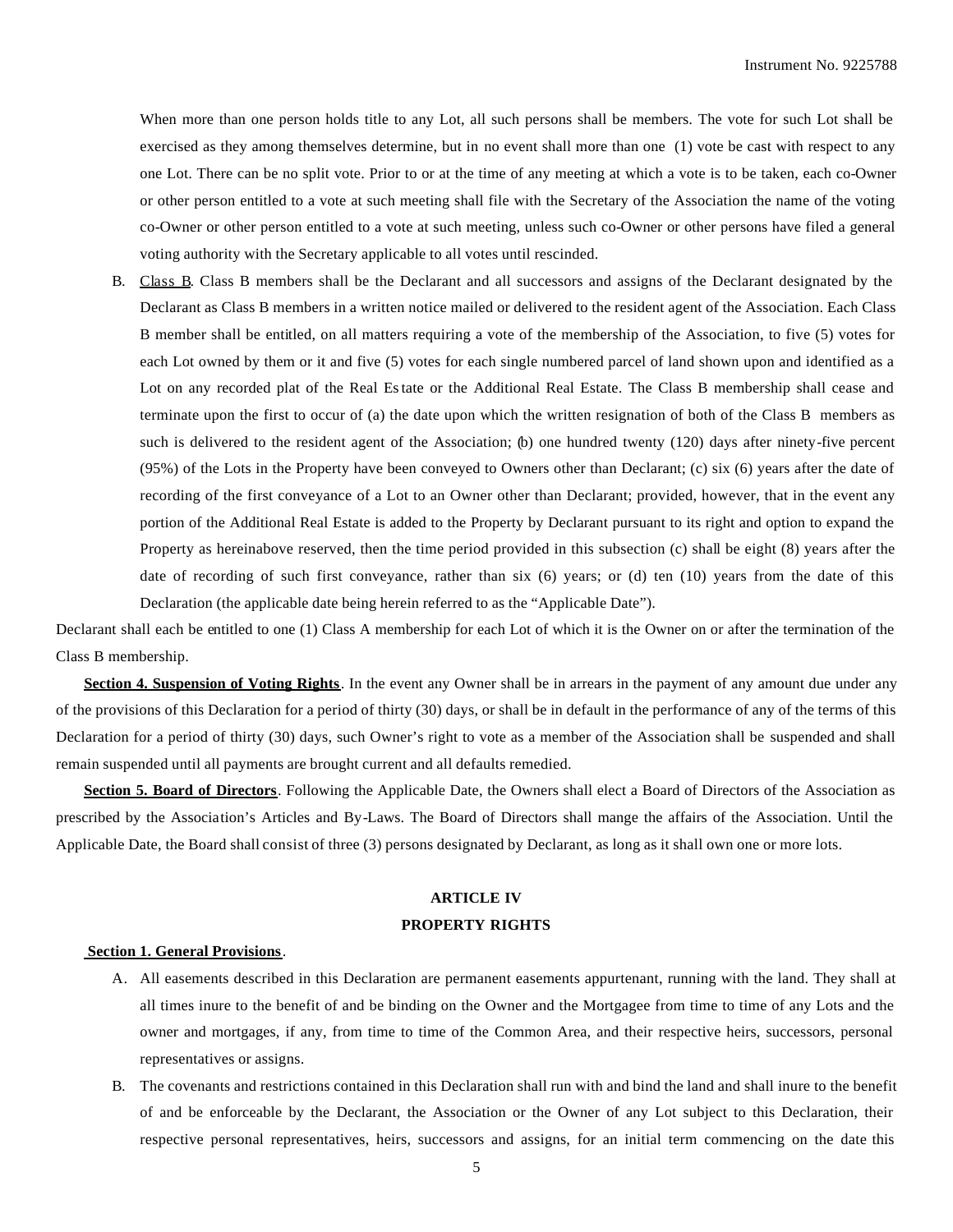When more than one person holds title to any Lot, all such persons shall be members. The vote for such Lot shall be exercised as they among themselves determine, but in no event shall more than one (1) vote be cast with respect to any one Lot. There can be no split vote. Prior to or at the time of any meeting at which a vote is to be taken, each co-Owner or other person entitled to a vote at such meeting shall file with the Secretary of the Association the name of the voting co-Owner or other person entitled to a vote at such meeting, unless such co-Owner or other persons have filed a general voting authority with the Secretary applicable to all votes until rescinded.

B. Class B. Class B members shall be the Declarant and all successors and assigns of the Declarant designated by the Declarant as Class B members in a written notice mailed or delivered to the resident agent of the Association. Each Class B member shall be entitled, on all matters requiring a vote of the membership of the Association, to five (5) votes for each Lot owned by them or it and five (5) votes for each single numbered parcel of land shown upon and identified as a Lot on any recorded plat of the Real Estate or the Additional Real Estate. The Class B membership shall cease and terminate upon the first to occur of (a) the date upon which the written resignation of both of the Class B members as such is delivered to the resident agent of the Association; (b) one hundred twenty (120) days after ninety-five percent (95%) of the Lots in the Property have been conveyed to Owners other than Declarant; (c) six (6) years after the date of recording of the first conveyance of a Lot to an Owner other than Declarant; provided, however, that in the event any portion of the Additional Real Estate is added to the Property by Declarant pursuant to its right and option to expand the Property as hereinabove reserved, then the time period provided in this subsection (c) shall be eight (8) years after the date of recording of such first conveyance, rather than six (6) years; or (d) ten (10) years from the date of this Declaration (the applicable date being herein referred to as the "Applicable Date").

Declarant shall each be entitled to one (1) Class A membership for each Lot of which it is the Owner on or after the termination of the Class B membership.

**Section 4. Suspension of Voting Rights**. In the event any Owner shall be in arrears in the payment of any amount due under any of the provisions of this Declaration for a period of thirty (30) days, or shall be in default in the performance of any of the terms of this Declaration for a period of thirty (30) days, such Owner's right to vote as a member of the Association shall be suspended and shall remain suspended until all payments are brought current and all defaults remedied.

**Section 5. Board of Directors**. Following the Applicable Date, the Owners shall elect a Board of Directors of the Association as prescribed by the Association's Articles and By-Laws. The Board of Directors shall mange the affairs of the Association. Until the Applicable Date, the Board shall consist of three (3) persons designated by Declarant, as long as it shall own one or more lots.

## ARTICLE IV
## PROPERTY RIGHTS

**Section 1. General Provisions**.

A. All easements described in this Declaration are permanent easements appurtenant, running with the land. They shall at all times inure to the benefit of and be binding on the Owner and the Mortgagee from time to time of any Lots and the owner and mortgages, if any, from time to time of the Common Area, and their respective heirs, successors, personal representatives or assigns.

B. The covenants and restrictions contained in this Declaration shall run with and bind the land and shall inure to the benefit of and be enforceable by the Declarant, the Association or the Owner of any Lot subject to this Declaration, their respective personal representatives, heirs, successors and assigns, for an initial term commencing on the date this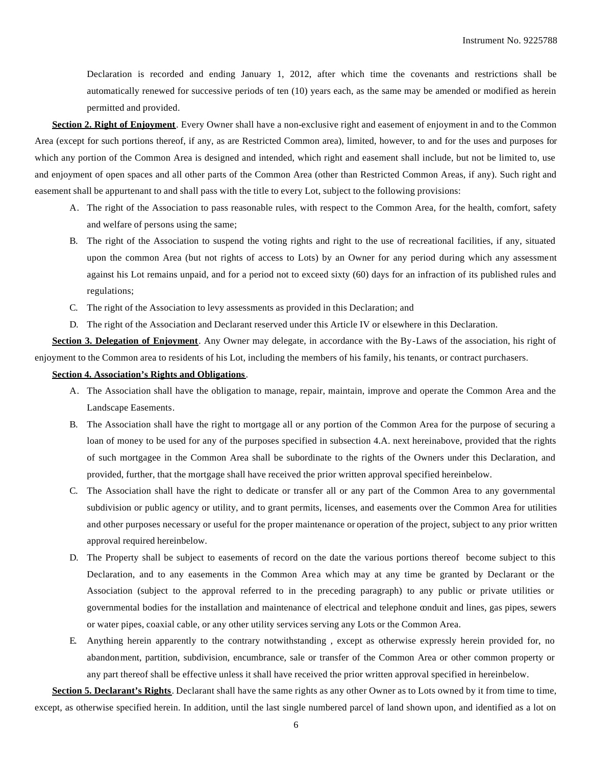Declaration is recorded and ending January 1, 2012, after which time the covenants and restrictions shall be automatically renewed for successive periods of ten (10) years each, as the same may be amended or modified as herein permitted and provided.

**Section 2. Right of Enjoyment**. Every Owner shall have a non-exclusive right and easement of enjoyment in and to the Common Area (except for such portions thereof, if any, as are Restricted Common area), limited, however, to and for the uses and purposes for which any portion of the Common Area is designed and intended, which right and easement shall include, but not be limited to, use and enjoyment of open spaces and all other parts of the Common Area (other than Restricted Common Areas, if any). Such right and easement shall be appurtenant to and shall pass with the title to every Lot, subject to the following provisions:

A. The right of the Association to pass reasonable rules, with respect to the Common Area, for the health, comfort, safety and welfare of persons using the same;

B. The right of the Association to suspend the voting rights and right to the use of recreational facilities, if any, situated upon the common Area (but not rights of access to Lots) by an Owner for any period during which any assessment against his Lot remains unpaid, and for a period not to exceed sixty (60) days for an infraction of its published rules and regulations;

C. The right of the Association to levy assessments as provided in this Declaration; and

D. The right of the Association and Declarant reserved under this Article IV or elsewhere in this Declaration.

**Section 3. Delegation of Enjoyment**. Any Owner may delegate, in accordance with the By-Laws of the association, his right of enjoyment to the Common area to residents of his Lot, including the members of his family, his tenants, or contract purchasers.

**Section 4. Association's Rights and Obligations**.

A. The Association shall have the obligation to manage, repair, maintain, improve and operate the Common Area and the Landscape Easements.

B. The Association shall have the right to mortgage all or any portion of the Common Area for the purpose of securing a loan of money to be used for any of the purposes specified in subsection 4.A. next hereinabove, provided that the rights of such mortgagee in the Common Area shall be subordinate to the rights of the Owners under this Declaration, and provided, further, that the mortgage shall have received the prior written approval specified hereinbelow.

C. The Association shall have the right to dedicate or transfer all or any part of the Common Area to any governmental subdivision or public agency or utility, and to grant permits, licenses, and easements over the Common Area for utilities and other purposes necessary or useful for the proper maintenance or operation of the project, subject to any prior written approval required hereinbelow.

D. The Property shall be subject to easements of record on the date the various portions thereof become subject to this Declaration, and to any easements in the Common Area which may at any time be granted by Declarant or the Association (subject to the approval referred to in the preceding paragraph) to any public or private utilities or governmental bodies for the installation and maintenance of electrical and telephone conduit and lines, gas pipes, sewers or water pipes, coaxial cable, or any other utility services serving any Lots or the Common Area.

E. Anything herein apparently to the contrary notwithstanding , except as otherwise expressly herein provided for, no abandonment, partition, subdivision, encumbrance, sale or transfer of the Common Area or other common property or any part thereof shall be effective unless it shall have received the prior written approval specified in hereinbelow.

**Section 5. Declarant's Rights**. Declarant shall have the same rights as any other Owner as to Lots owned by it from time to time, except, as otherwise specified herein. In addition, until the last single numbered parcel of land shown upon, and identified as a lot on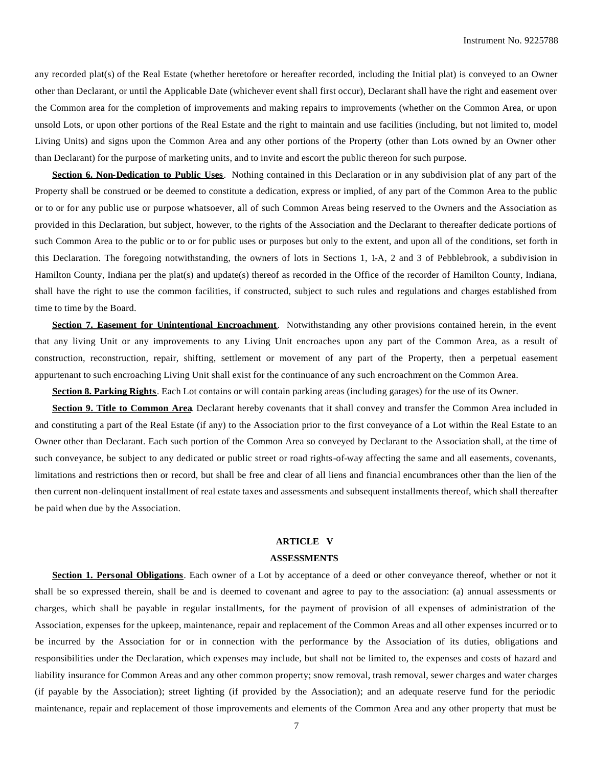any recorded plat(s) of the Real Estate (whether heretofore or hereafter recorded, including the Initial plat) is conveyed to an Owner other than Declarant, or until the Applicable Date (whichever event shall first occur), Declarant shall have the right and easement over the Common area for the completion of improvements and making repairs to improvements (whether on the Common Area, or upon unsold Lots, or upon other portions of the Real Estate and the right to maintain and use facilities (including, but not limited to, model Living Units) and signs upon the Common Area and any other portions of the Property (other than Lots owned by an Owner other than Declarant) for the purpose of marketing units, and to invite and escort the public thereon for such purpose.

**Section 6. Non-Dedication to Public Uses**. Nothing contained in this Declaration or in any subdivision plat of any part of the Property shall be construed or be deemed to constitute a dedication, express or implied, of any part of the Common Area to the public or to or for any public use or purpose whatsoever, all of such Common Areas being reserved to the Owners and the Association as provided in this Declaration, but subject, however, to the rights of the Association and the Declarant to thereafter dedicate portions of such Common Area to the public or to or for public uses or purposes but only to the extent, and upon all of the conditions, set forth in this Declaration. The foregoing notwithstanding, the owners of lots in Sections 1, 1-A, 2 and 3 of Pebblebrook, a subdivision in Hamilton County, Indiana per the plat(s) and update(s) thereof as recorded in the Office of the recorder of Hamilton County, Indiana, shall have the right to use the common facilities, if constructed, subject to such rules and regulations and charges established from time to time by the Board.

**Section 7. Easement for Unintentional Encroachment**. Notwithstanding any other provisions contained herein, in the event that any living Unit or any improvements to any Living Unit encroaches upon any part of the Common Area, as a result of construction, reconstruction, repair, shifting, settlement or movement of any part of the Property, then a perpetual easement appurtenant to such encroaching Living Unit shall exist for the continuance of any such encroachment on the Common Area.

**Section 8. Parking Rights**. Each Lot contains or will contain parking areas (including garages) for the use of its Owner.

**Section 9. Title to Common Area**. Declarant hereby covenants that it shall convey and transfer the Common Area included in and constituting a part of the Real Estate (if any) to the Association prior to the first conveyance of a Lot within the Real Estate to an Owner other than Declarant. Each such portion of the Common Area so conveyed by Declarant to the Association shall, at the time of such conveyance, be subject to any dedicated or public street or road rights-of-way affecting the same and all easements, covenants, limitations and restrictions then or record, but shall be free and clear of all liens and financial encumbrances other than the lien of the then current non-delinquent installment of real estate taxes and assessments and subsequent installments thereof, which shall thereafter be paid when due by the Association.

## ARTICLE V
## ASSESSMENTS

**Section 1. Personal Obligations**. Each owner of a Lot by acceptance of a deed or other conveyance thereof, whether or not it shall be so expressed therein, shall be and is deemed to covenant and agree to pay to the association: (a) annual assessments or charges, which shall be payable in regular installments, for the payment of provision of all expenses of administration of the Association, expenses for the upkeep, maintenance, repair and replacement of the Common Areas and all other expenses incurred or to be incurred by the Association for or in connection with the performance by the Association of its duties, obligations and responsibilities under the Declaration, which expenses may include, but shall not be limited to, the expenses and costs of hazard and liability insurance for Common Areas and any other common property; snow removal, trash removal, sewer charges and water charges (if payable by the Association); street lighting (if provided by the Association); and an adequate reserve fund for the periodic maintenance, repair and replacement of those improvements and elements of the Common Area and any other property that must be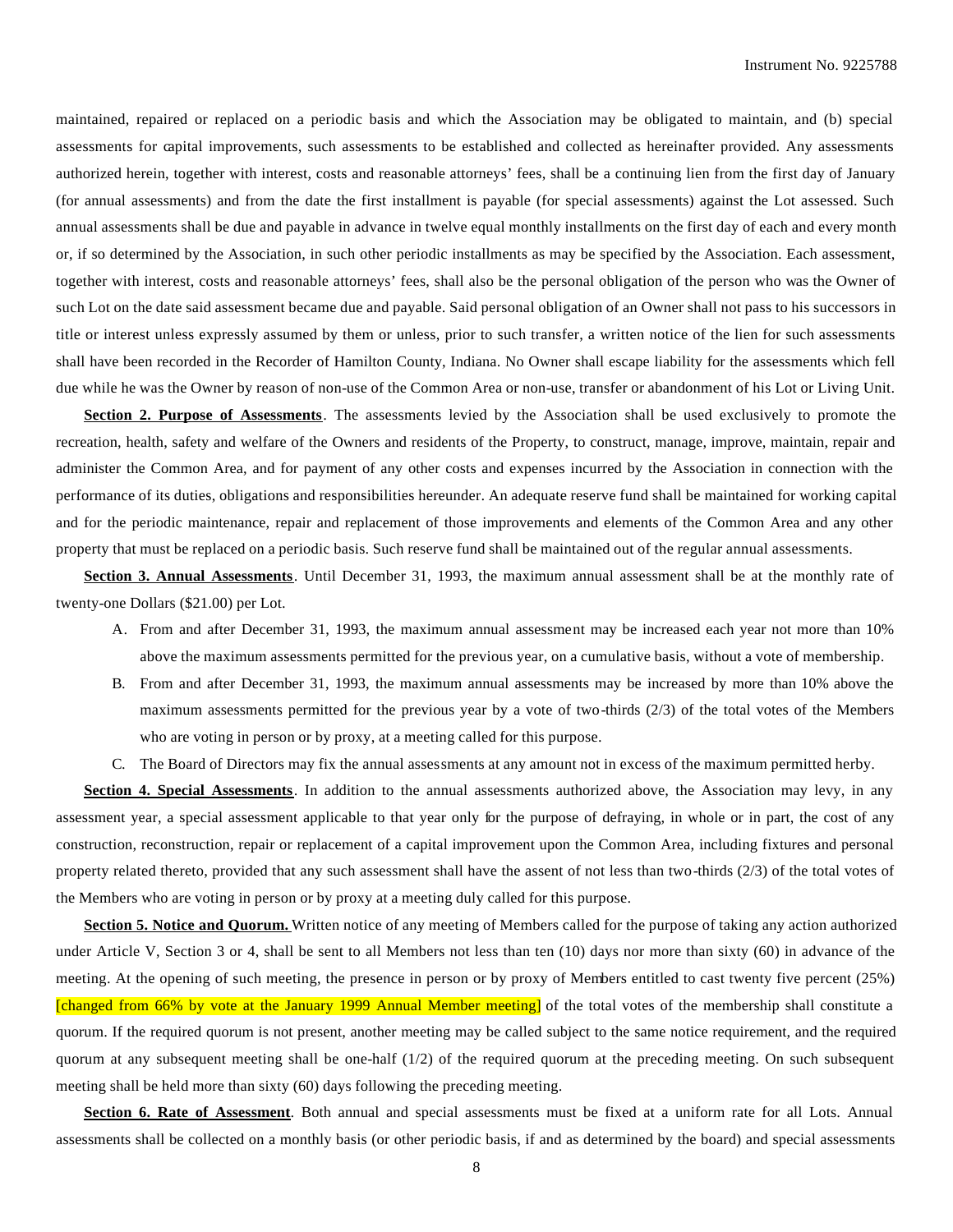maintained, repaired or replaced on a periodic basis and which the Association may be obligated to maintain, and (b) special assessments for capital improvements, such assessments to be established and collected as hereinafter provided. Any assessments authorized herein, together with interest, costs and reasonable attorneys' fees, shall be a continuing lien from the first day of January (for annual assessments) and from the date the first installment is payable (for special assessments) against the Lot assessed. Such annual assessments shall be due and payable in advance in twelve equal monthly installments on the first day of each and every month or, if so determined by the Association, in such other periodic installments as may be specified by the Association. Each assessment, together with interest, costs and reasonable attorneys' fees, shall also be the personal obligation of the person who was the Owner of such Lot on the date said assessment became due and payable. Said personal obligation of an Owner shall not pass to his successors in title or interest unless expressly assumed by them or unless, prior to such transfer, a written notice of the lien for such assessments shall have been recorded in the Recorder of Hamilton County, Indiana. No Owner shall escape liability for the assessments which fell due while he was the Owner by reason of non-use of the Common Area or non-use, transfer or abandonment of his Lot or Living Unit.

**Section 2. Purpose of Assessments**. The assessments levied by the Association shall be used exclusively to promote the recreation, health, safety and welfare of the Owners and residents of the Property, to construct, manage, improve, maintain, repair and administer the Common Area, and for payment of any other costs and expenses incurred by the Association in connection with the performance of its duties, obligations and responsibilities hereunder. An adequate reserve fund shall be maintained for working capital and for the periodic maintenance, repair and replacement of those improvements and elements of the Common Area and any other property that must be replaced on a periodic basis. Such reserve fund shall be maintained out of the regular annual assessments.

**Section 3. Annual Assessments**. Until December 31, 1993, the maximum annual assessment shall be at the monthly rate of twenty-one Dollars ($21.00) per Lot.

A. From and after December 31, 1993, the maximum annual assessment may be increased each year not more than 10% above the maximum assessments permitted for the previous year, on a cumulative basis, without a vote of membership.

B. From and after December 31, 1993, the maximum annual assessments may be increased by more than 10% above the maximum assessments permitted for the previous year by a vote of two-thirds (2/3) of the total votes of the Members who are voting in person or by proxy, at a meeting called for this purpose.

C. The Board of Directors may fix the annual assessments at any amount not in excess of the maximum permitted herby.

**Section 4. Special Assessments**. In addition to the annual assessments authorized above, the Association may levy, in any assessment year, a special assessment applicable to that year only for the purpose of defraying, in whole or in part, the cost of any construction, reconstruction, repair or replacement of a capital improvement upon the Common Area, including fixtures and personal property related thereto, provided that any such assessment shall have the assent of not less than two-thirds (2/3) of the total votes of the Members who are voting in person or by proxy at a meeting duly called for this purpose.

**Section 5. Notice and Quorum.** Written notice of any meeting of Members called for the purpose of taking any action authorized under Article V, Section 3 or 4, shall be sent to all Members not less than ten (10) days nor more than sixty (60) in advance of the meeting. At the opening of such meeting, the presence in person or by proxy of Members entitled to cast twenty five percent (25%) [changed from 66% by vote at the January 1999 Annual Member meeting] of the total votes of the membership shall constitute a quorum. If the required quorum is not present, another meeting may be called subject to the same notice requirement, and the required quorum at any subsequent meeting shall be one-half (1/2) of the required quorum at the preceding meeting. On such subsequent meeting shall be held more than sixty (60) days following the preceding meeting.

**Section 6. Rate of Assessment**. Both annual and special assessments must be fixed at a uniform rate for all Lots. Annual assessments shall be collected on a monthly basis (or other periodic basis, if and as determined by the board) and special assessments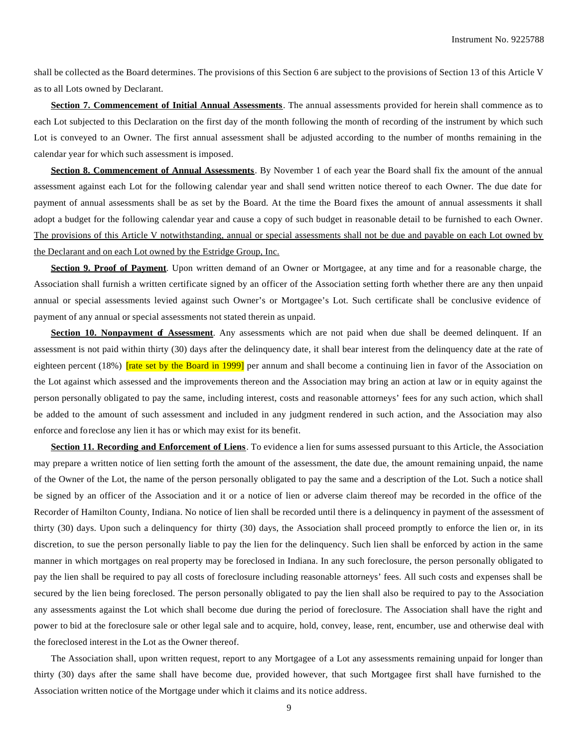shall be collected as the Board determines. The provisions of this Section 6 are subject to the provisions of Section 13 of this Article V as to all Lots owned by Declarant.

**Section 7. Commencement of Initial Annual Assessments**. The annual assessments provided for herein shall commence as to each Lot subjected to this Declaration on the first day of the month following the month of recording of the instrument by which such Lot is conveyed to an Owner. The first annual assessment shall be adjusted according to the number of months remaining in the calendar year for which such assessment is imposed.

**Section 8. Commencement of Annual Assessments**. By November 1 of each year the Board shall fix the amount of the annual assessment against each Lot for the following calendar year and shall send written notice thereof to each Owner. The due date for payment of annual assessments shall be as set by the Board. At the time the Board fixes the amount of annual assessments it shall adopt a budget for the following calendar year and cause a copy of such budget in reasonable detail to be furnished to each Owner. The provisions of this Article V notwithstanding, annual or special assessments shall not be due and payable on each Lot owned by the Declarant and on each Lot owned by the Estridge Group, Inc.

**Section 9. Proof of Payment**. Upon written demand of an Owner or Mortgagee, at any time and for a reasonable charge, the Association shall furnish a written certificate signed by an officer of the Association setting forth whether there are any then unpaid annual or special assessments levied against such Owner's or Mortgagee's Lot. Such certificate shall be conclusive evidence of payment of any annual or special assessments not stated therein as unpaid.

**Section 10. Nonpayment of Assessment**. Any assessments which are not paid when due shall be deemed delinquent. If an assessment is not paid within thirty (30) days after the delinquency date, it shall bear interest from the delinquency date at the rate of eighteen percent (18%) [rate set by the Board in 1999] per annum and shall become a continuing lien in favor of the Association on the Lot against which assessed and the improvements thereon and the Association may bring an action at law or in equity against the person personally obligated to pay the same, including interest, costs and reasonable attorneys' fees for any such action, which shall be added to the amount of such assessment and included in any judgment rendered in such action, and the Association may also enforce and foreclose any lien it has or which may exist for its benefit.

**Section 11. Recording and Enforcement of Liens**. To evidence a lien for sums assessed pursuant to this Article, the Association may prepare a written notice of lien setting forth the amount of the assessment, the date due, the amount remaining unpaid, the name of the Owner of the Lot, the name of the person personally obligated to pay the same and a description of the Lot. Such a notice shall be signed by an officer of the Association and it or a notice of lien or adverse claim thereof may be recorded in the office of the Recorder of Hamilton County, Indiana. No notice of lien shall be recorded until there is a delinquency in payment of the assessment of thirty (30) days. Upon such a delinquency for thirty (30) days, the Association shall proceed promptly to enforce the lien or, in its discretion, to sue the person personally liable to pay the lien for the delinquency. Such lien shall be enforced by action in the same manner in which mortgages on real property may be foreclosed in Indiana. In any such foreclosure, the person personally obligated to pay the lien shall be required to pay all costs of foreclosure including reasonable attorneys' fees. All such costs and expenses shall be secured by the lien being foreclosed. The person personally obligated to pay the lien shall also be required to pay to the Association any assessments against the Lot which shall become due during the period of foreclosure. The Association shall have the right and power to bid at the foreclosure sale or other legal sale and to acquire, hold, convey, lease, rent, encumber, use and otherwise deal with the foreclosed interest in the Lot as the Owner thereof.

The Association shall, upon written request, report to any Mortgagee of a Lot any assessments remaining unpaid for longer than thirty (30) days after the same shall have become due, provided however, that such Mortgagee first shall have furnished to the Association written notice of the Mortgage under which it claims and its notice address.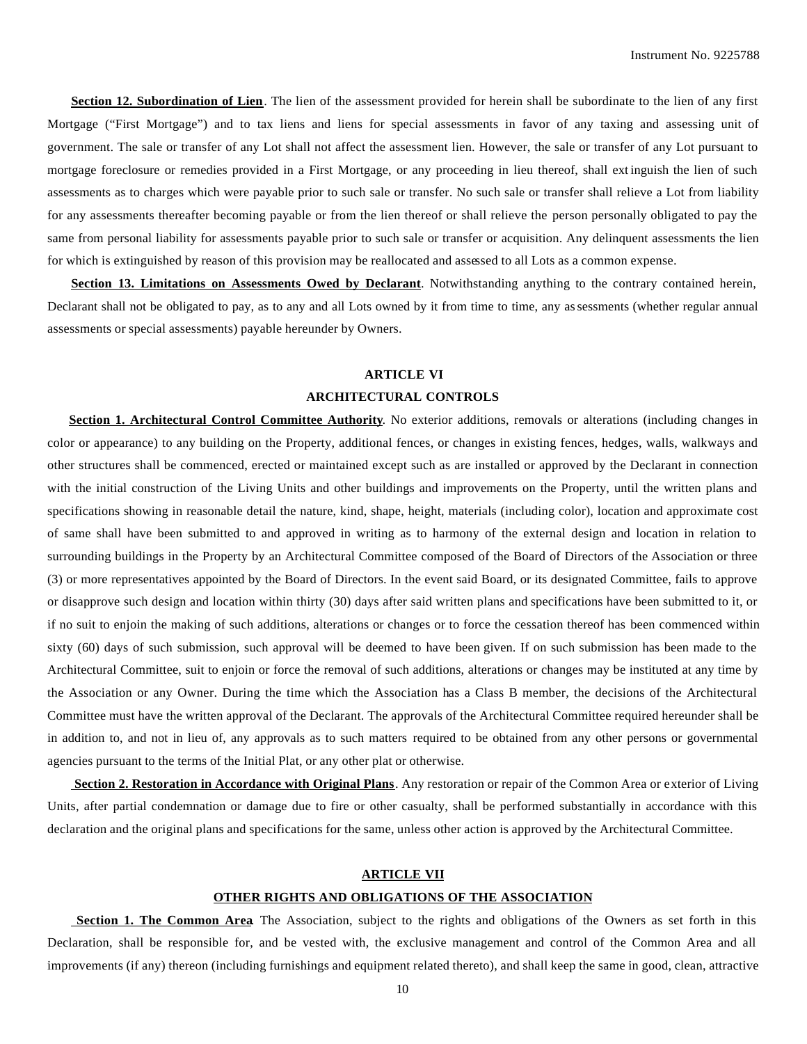**Section 12. Subordination of Lien**. The lien of the assessment provided for herein shall be subordinate to the lien of any first Mortgage ("First Mortgage") and to tax liens and liens for special assessments in favor of any taxing and assessing unit of government. The sale or transfer of any Lot shall not affect the assessment lien. However, the sale or transfer of any Lot pursuant to mortgage foreclosure or remedies provided in a First Mortgage, or any proceeding in lieu thereof, shall extinguish the lien of such assessments as to charges which were payable prior to such sale or transfer. No such sale or transfer shall relieve a Lot from liability for any assessments thereafter becoming payable or from the lien thereof or shall relieve the person personally obligated to pay the same from personal liability for assessments payable prior to such sale or transfer or acquisition. Any delinquent assessments the lien for which is extinguished by reason of this provision may be reallocated and assessed to all Lots as a common expense.

**Section 13. Limitations on Assessments Owed by Declarant**. Notwithstanding anything to the contrary contained herein, Declarant shall not be obligated to pay, as to any and all Lots owned by it from time to time, any assessments (whether regular annual assessments or special assessments) payable hereunder by Owners.

## ARTICLE VI
## ARCHITECTURAL CONTROLS

**Section 1. Architectural Control Committee Authority**. No exterior additions, removals or alterations (including changes in color or appearance) to any building on the Property, additional fences, or changes in existing fences, hedges, walls, walkways and other structures shall be commenced, erected or maintained except such as are installed or approved by the Declarant in connection with the initial construction of the Living Units and other buildings and improvements on the Property, until the written plans and specifications showing in reasonable detail the nature, kind, shape, height, materials (including color), location and approximate cost of same shall have been submitted to and approved in writing as to harmony of the external design and location in relation to surrounding buildings in the Property by an Architectural Committee composed of the Board of Directors of the Association or three (3) or more representatives appointed by the Board of Directors. In the event said Board, or its designated Committee, fails to approve or disapprove such design and location within thirty (30) days after said written plans and specifications have been submitted to it, or if no suit to enjoin the making of such additions, alterations or changes or to force the cessation thereof has been commenced within sixty (60) days of such submission, such approval will be deemed to have been given. If on such submission has been made to the Architectural Committee, suit to enjoin or force the removal of such additions, alterations or changes may be instituted at any time by the Association or any Owner. During the time which the Association has a Class B member, the decisions of the Architectural Committee must have the written approval of the Declarant. The approvals of the Architectural Committee required hereunder shall be in addition to, and not in lieu of, any approvals as to such matters required to be obtained from any other persons or governmental agencies pursuant to the terms of the Initial Plat, or any other plat or otherwise.

**Section 2. Restoration in Accordance with Original Plans**. Any restoration or repair of the Common Area or exterior of Living Units, after partial condemnation or damage due to fire or other casualty, shall be performed substantially in accordance with this declaration and the original plans and specifications for the same, unless other action is approved by the Architectural Committee.

## ARTICLE VII
## OTHER RIGHTS AND OBLIGATIONS OF THE ASSOCIATION

**Section 1. The Common Area**. The Association, subject to the rights and obligations of the Owners as set forth in this Declaration, shall be responsible for, and be vested with, the exclusive management and control of the Common Area and all improvements (if any) thereon (including furnishings and equipment related thereto), and shall keep the same in good, clean, attractive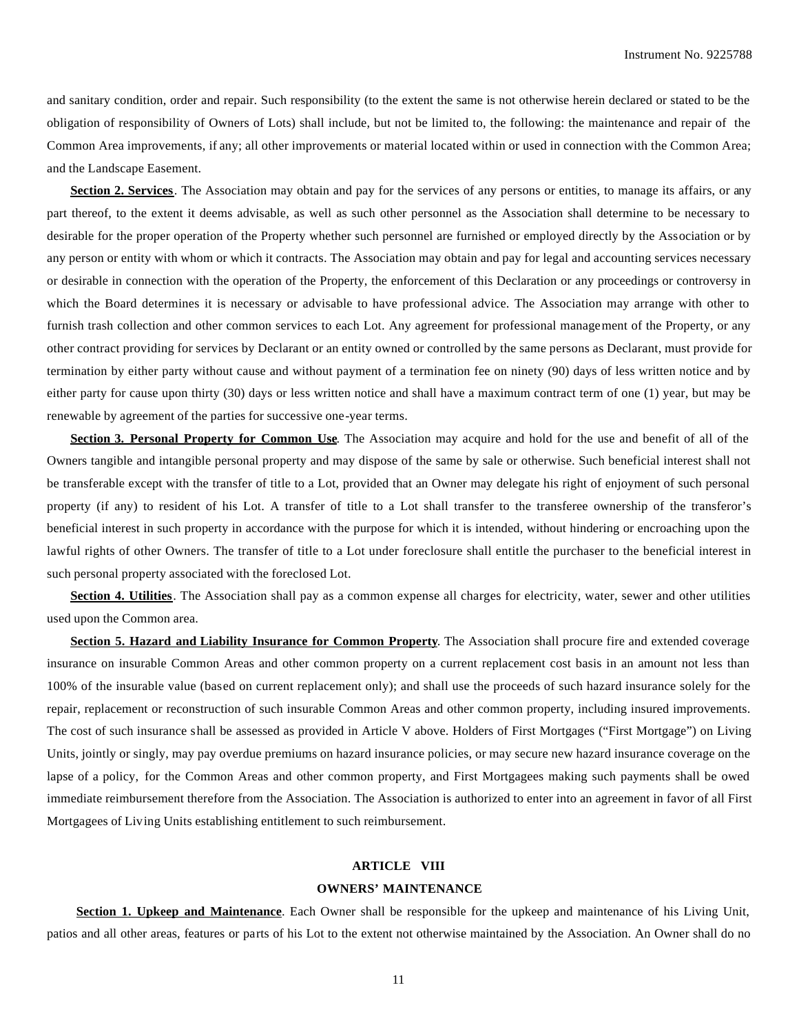and sanitary condition, order and repair. Such responsibility (to the extent the same is not otherwise herein declared or stated to be the obligation of responsibility of Owners of Lots) shall include, but not be limited to, the following: the maintenance and repair of the Common Area improvements, if any; all other improvements or material located within or used in connection with the Common Area; and the Landscape Easement.

**Section 2. Services**. The Association may obtain and pay for the services of any persons or entities, to manage its affairs, or any part thereof, to the extent it deems advisable, as well as such other personnel as the Association shall determine to be necessary to desirable for the proper operation of the Property whether such personnel are furnished or employed directly by the Association or by any person or entity with whom or which it contracts. The Association may obtain and pay for legal and accounting services necessary or desirable in connection with the operation of the Property, the enforcement of this Declaration or any proceedings or controversy in which the Board determines it is necessary or advisable to have professional advice. The Association may arrange with other to furnish trash collection and other common services to each Lot. Any agreement for professional management of the Property, or any other contract providing for services by Declarant or an entity owned or controlled by the same persons as Declarant, must provide for termination by either party without cause and without payment of a termination fee on ninety (90) days of less written notice and by either party for cause upon thirty (30) days or less written notice and shall have a maximum contract term of one (1) year, but may be renewable by agreement of the parties for successive one-year terms.

**Section 3. Personal Property for Common Use**. The Association may acquire and hold for the use and benefit of all of the Owners tangible and intangible personal property and may dispose of the same by sale or otherwise. Such beneficial interest shall not be transferable except with the transfer of title to a Lot, provided that an Owner may delegate his right of enjoyment of such personal property (if any) to resident of his Lot. A transfer of title to a Lot shall transfer to the transferee ownership of the transferor's beneficial interest in such property in accordance with the purpose for which it is intended, without hindering or encroaching upon the lawful rights of other Owners. The transfer of title to a Lot under foreclosure shall entitle the purchaser to the beneficial interest in such personal property associated with the foreclosed Lot.

**Section 4. Utilities**. The Association shall pay as a common expense all charges for electricity, water, sewer and other utilities used upon the Common area.

**Section 5. Hazard and Liability Insurance for Common Property**. The Association shall procure fire and extended coverage insurance on insurable Common Areas and other common property on a current replacement cost basis in an amount not less than 100% of the insurable value (based on current replacement only); and shall use the proceeds of such hazard insurance solely for the repair, replacement or reconstruction of such insurable Common Areas and other common property, including insured improvements. The cost of such insurance shall be assessed as provided in Article V above. Holders of First Mortgages ("First Mortgage") on Living Units, jointly or singly, may pay overdue premiums on hazard insurance policies, or may secure new hazard insurance coverage on the lapse of a policy, for the Common Areas and other common property, and First Mortgagees making such payments shall be owed immediate reimbursement therefore from the Association. The Association is authorized to enter into an agreement in favor of all First Mortgagees of Living Units establishing entitlement to such reimbursement.

## ARTICLE VIII
## OWNERS' MAINTENANCE

**Section 1. Upkeep and Maintenance**. Each Owner shall be responsible for the upkeep and maintenance of his Living Unit, patios and all other areas, features or parts of his Lot to the extent not otherwise maintained by the Association. An Owner shall do no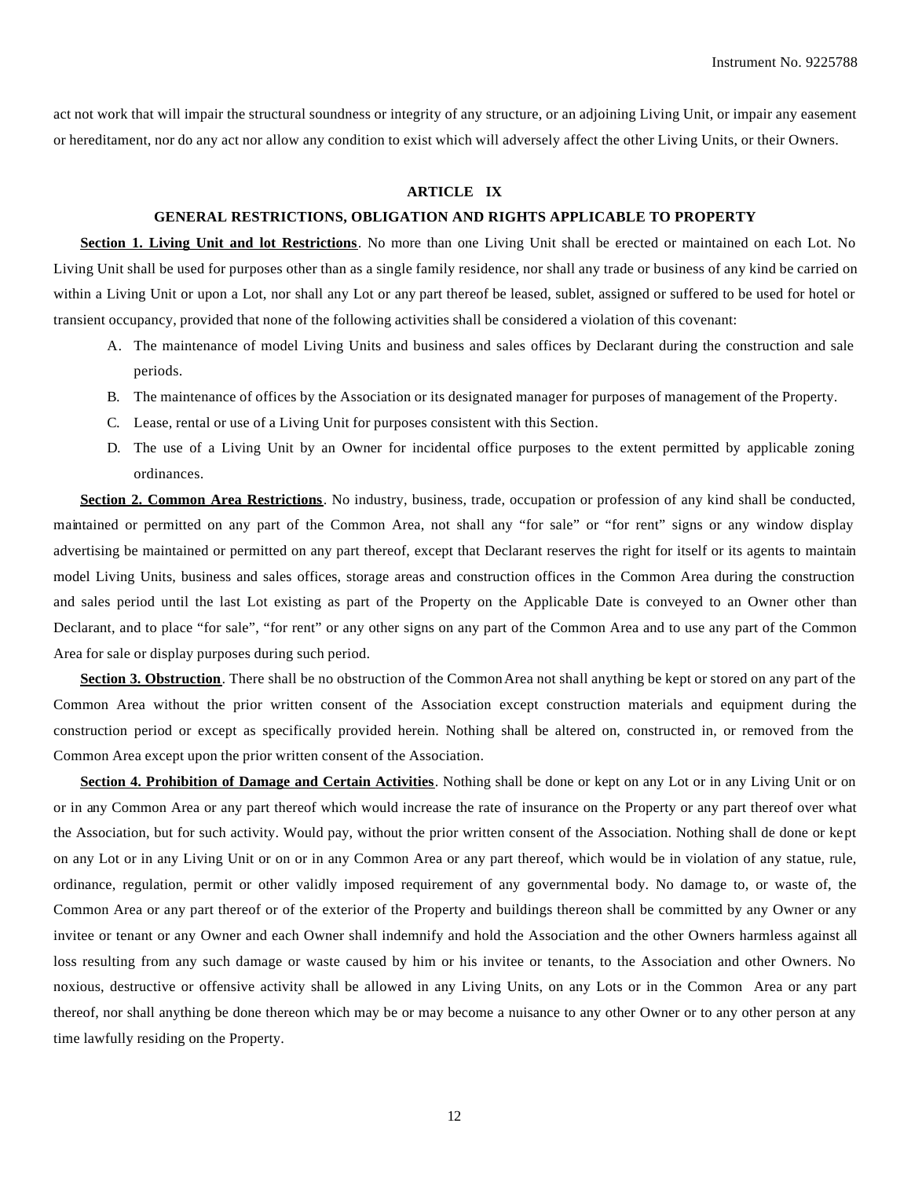act not work that will impair the structural soundness or integrity of any structure, or an adjoining Living Unit, or impair any easement or hereditament, nor do any act nor allow any condition to exist which will adversely affect the other Living Units, or their Owners.

## ARTICLE IX

## GENERAL RESTRICTIONS, OBLIGATION AND RIGHTS APPLICABLE TO PROPERTY

**Section 1. Living Unit and lot Restrictions**. No more than one Living Unit shall be erected or maintained on each Lot. No Living Unit shall be used for purposes other than as a single family residence, nor shall any trade or business of any kind be carried on within a Living Unit or upon a Lot, nor shall any Lot or any part thereof be leased, sublet, assigned or suffered to be used for hotel or transient occupancy, provided that none of the following activities shall be considered a violation of this covenant:

A. The maintenance of model Living Units and business and sales offices by Declarant during the construction and sale periods.

B. The maintenance of offices by the Association or its designated manager for purposes of management of the Property.

C. Lease, rental or use of a Living Unit for purposes consistent with this Section.

D. The use of a Living Unit by an Owner for incidental office purposes to the extent permitted by applicable zoning ordinances.

**Section 2. Common Area Restrictions**. No industry, business, trade, occupation or profession of any kind shall be conducted, maintained or permitted on any part of the Common Area, not shall any "for sale" or "for rent" signs or any window display advertising be maintained or permitted on any part thereof, except that Declarant reserves the right for itself or its agents to maintain model Living Units, business and sales offices, storage areas and construction offices in the Common Area during the construction and sales period until the last Lot existing as part of the Property on the Applicable Date is conveyed to an Owner other than Declarant, and to place "for sale", "for rent" or any other signs on any part of the Common Area and to use any part of the Common Area for sale or display purposes during such period.

**Section 3. Obstruction**. There shall be no obstruction of the Common Area not shall anything be kept or stored on any part of the Common Area without the prior written consent of the Association except construction materials and equipment during the construction period or except as specifically provided herein. Nothing shall be altered on, constructed in, or removed from the Common Area except upon the prior written consent of the Association.

**Section 4. Prohibition of Damage and Certain Activities**. Nothing shall be done or kept on any Lot or in any Living Unit or on or in any Common Area or any part thereof which would increase the rate of insurance on the Property or any part thereof over what the Association, but for such activity. Would pay, without the prior written consent of the Association. Nothing shall de done or kept on any Lot or in any Living Unit or on or in any Common Area or any part thereof, which would be in violation of any statue, rule, ordinance, regulation, permit or other validly imposed requirement of any governmental body. No damage to, or waste of, the Common Area or any part thereof or of the exterior of the Property and buildings thereon shall be committed by any Owner or any invitee or tenant or any Owner and each Owner shall indemnify and hold the Association and the other Owners harmless against all loss resulting from any such damage or waste caused by him or his invitee or tenants, to the Association and other Owners. No noxious, destructive or offensive activity shall be allowed in any Living Units, on any Lots or in the Common Area or any part thereof, nor shall anything be done thereon which may be or may become a nuisance to any other Owner or to any other person at any time lawfully residing on the Property.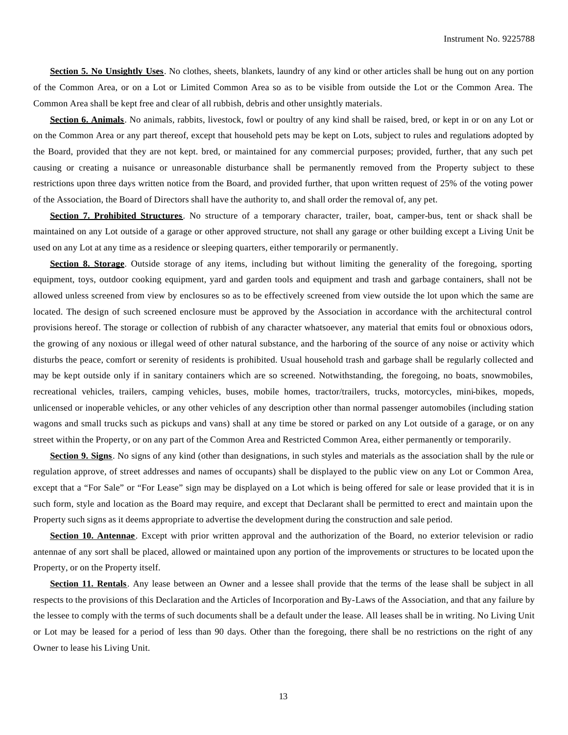**Section 5. No Unsightly Uses**. No clothes, sheets, blankets, laundry of any kind or other articles shall be hung out on any portion of the Common Area, or on a Lot or Limited Common Area so as to be visible from outside the Lot or the Common Area. The Common Area shall be kept free and clear of all rubbish, debris and other unsightly materials.

**Section 6. Animals**. No animals, rabbits, livestock, fowl or poultry of any kind shall be raised, bred, or kept in or on any Lot or on the Common Area or any part thereof, except that household pets may be kept on Lots, subject to rules and regulations adopted by the Board, provided that they are not kept. bred, or maintained for any commercial purposes; provided, further, that any such pet causing or creating a nuisance or unreasonable disturbance shall be permanently removed from the Property subject to these restrictions upon three days written notice from the Board, and provided further, that upon written request of 25% of the voting power of the Association, the Board of Directors shall have the authority to, and shall order the removal of, any pet.

**Section 7. Prohibited Structures**. No structure of a temporary character, trailer, boat, camper-bus, tent or shack shall be maintained on any Lot outside of a garage or other approved structure, not shall any garage or other building except a Living Unit be used on any Lot at any time as a residence or sleeping quarters, either temporarily or permanently.

**Section 8. Storage**. Outside storage of any items, including but without limiting the generality of the foregoing, sporting equipment, toys, outdoor cooking equipment, yard and garden tools and equipment and trash and garbage containers, shall not be allowed unless screened from view by enclosures so as to be effectively screened from view outside the lot upon which the same are located. The design of such screened enclosure must be approved by the Association in accordance with the architectural control provisions hereof. The storage or collection of rubbish of any character whatsoever, any material that emits foul or obnoxious odors, the growing of any noxious or illegal weed of other natural substance, and the harboring of the source of any noise or activity which disturbs the peace, comfort or serenity of residents is prohibited. Usual household trash and garbage shall be regularly collected and may be kept outside only if in sanitary containers which are so screened. Notwithstanding, the foregoing, no boats, snowmobiles, recreational vehicles, trailers, camping vehicles, buses, mobile homes, tractor/trailers, trucks, motorcycles, mini-bikes, mopeds, unlicensed or inoperable vehicles, or any other vehicles of any description other than normal passenger automobiles (including station wagons and small trucks such as pickups and vans) shall at any time be stored or parked on any Lot outside of a garage, or on any street within the Property, or on any part of the Common Area and Restricted Common Area, either permanently or temporarily.

**Section 9. Signs**. No signs of any kind (other than designations, in such styles and materials as the association shall by the rule or regulation approve, of street addresses and names of occupants) shall be displayed to the public view on any Lot or Common Area, except that a "For Sale" or "For Lease" sign may be displayed on a Lot which is being offered for sale or lease provided that it is in such form, style and location as the Board may require, and except that Declarant shall be permitted to erect and maintain upon the Property such signs as it deems appropriate to advertise the development during the construction and sale period.

**Section 10. Antennae**. Except with prior written approval and the authorization of the Board, no exterior television or radio antennae of any sort shall be placed, allowed or maintained upon any portion of the improvements or structures to be located upon the Property, or on the Property itself.

**Section 11. Rentals**. Any lease between an Owner and a lessee shall provide that the terms of the lease shall be subject in all respects to the provisions of this Declaration and the Articles of Incorporation and By-Laws of the Association, and that any failure by the lessee to comply with the terms of such documents shall be a default under the lease. All leases shall be in writing. No Living Unit or Lot may be leased for a period of less than 90 days. Other than the foregoing, there shall be no restrictions on the right of any Owner to lease his Living Unit.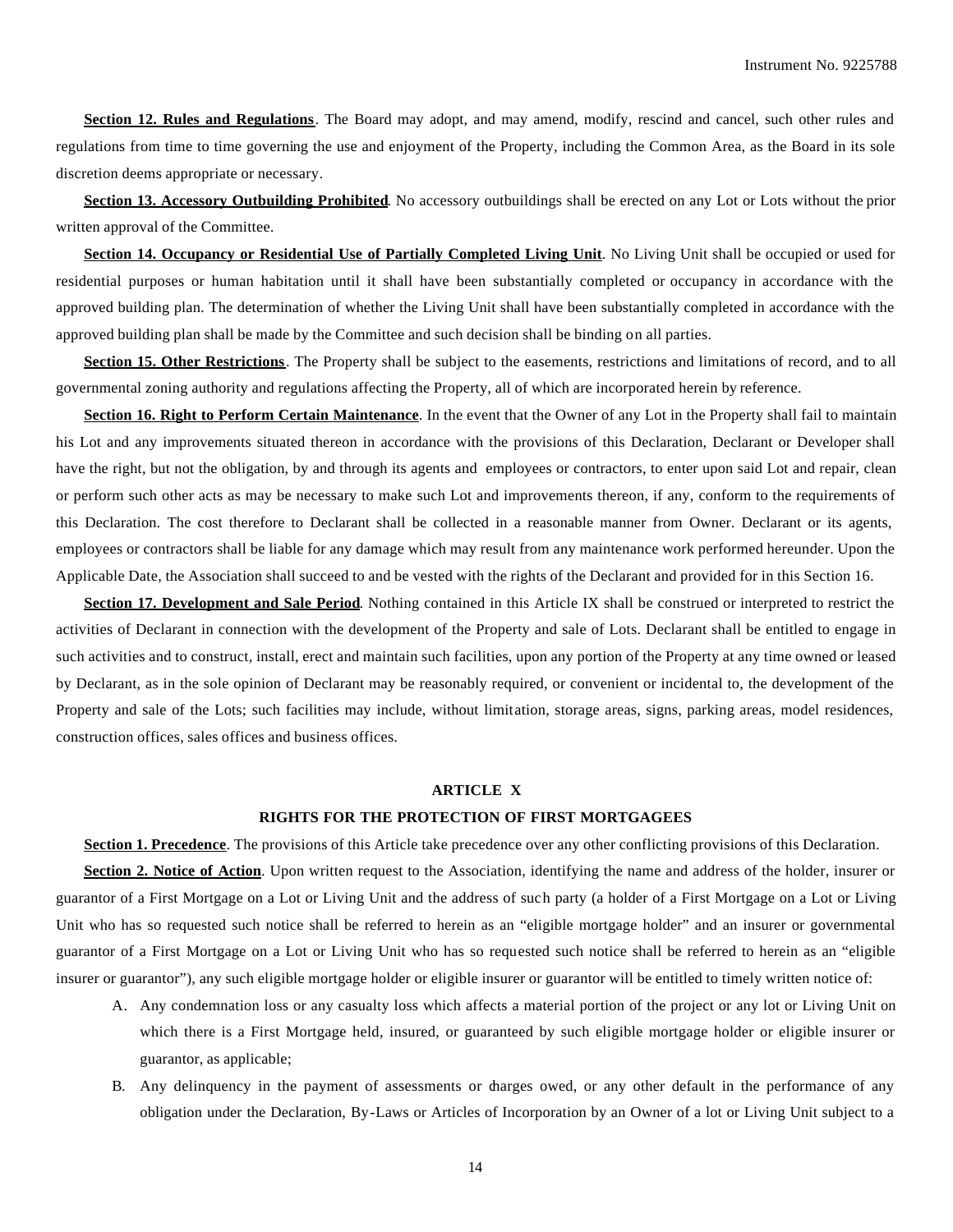**Section 12. Rules and Regulations**. The Board may adopt, and may amend, modify, rescind and cancel, such other rules and regulations from time to time governing the use and enjoyment of the Property, including the Common Area, as the Board in its sole discretion deems appropriate or necessary.

**Section 13. Accessory Outbuilding Prohibited**. No accessory outbuildings shall be erected on any Lot or Lots without the prior written approval of the Committee.

**Section 14. Occupancy or Residential Use of Partially Completed Living Unit**. No Living Unit shall be occupied or used for residential purposes or human habitation until it shall have been substantially completed or occupancy in accordance with the approved building plan. The determination of whether the Living Unit shall have been substantially completed in accordance with the approved building plan shall be made by the Committee and such decision shall be binding on all parties.

**Section 15. Other Restrictions**. The Property shall be subject to the easements, restrictions and limitations of record, and to all governmental zoning authority and regulations affecting the Property, all of which are incorporated herein by reference.

**Section 16. Right to Perform Certain Maintenance**. In the event that the Owner of any Lot in the Property shall fail to maintain his Lot and any improvements situated thereon in accordance with the provisions of this Declaration, Declarant or Developer shall have the right, but not the obligation, by and through its agents and employees or contractors, to enter upon said Lot and repair, clean or perform such other acts as may be necessary to make such Lot and improvements thereon, if any, conform to the requirements of this Declaration. The cost therefore to Declarant shall be collected in a reasonable manner from Owner. Declarant or its agents, employees or contractors shall be liable for any damage which may result from any maintenance work performed hereunder. Upon the Applicable Date, the Association shall succeed to and be vested with the rights of the Declarant and provided for in this Section 16.

**Section 17. Development and Sale Period**. Nothing contained in this Article IX shall be construed or interpreted to restrict the activities of Declarant in connection with the development of the Property and sale of Lots. Declarant shall be entitled to engage in such activities and to construct, install, erect and maintain such facilities, upon any portion of the Property at any time owned or leased by Declarant, as in the sole opinion of Declarant may be reasonably required, or convenient or incidental to, the development of the Property and sale of the Lots; such facilities may include, without limitation, storage areas, signs, parking areas, model residences, construction offices, sales offices and business offices.

## ARTICLE X

## RIGHTS FOR THE PROTECTION OF FIRST MORTGAGEES

**Section 1. Precedence**. The provisions of this Article take precedence over any other conflicting provisions of this Declaration.

**Section 2. Notice of Action**. Upon written request to the Association, identifying the name and address of the holder, insurer or guarantor of a First Mortgage on a Lot or Living Unit and the address of such party (a holder of a First Mortgage on a Lot or Living Unit who has so requested such notice shall be referred to herein as an "eligible mortgage holder" and an insurer or governmental guarantor of a First Mortgage on a Lot or Living Unit who has so requested such notice shall be referred to herein as an "eligible insurer or guarantor"), any such eligible mortgage holder or eligible insurer or guarantor will be entitled to timely written notice of:

A. Any condemnation loss or any casualty loss which affects a material portion of the project or any lot or Living Unit on which there is a First Mortgage held, insured, or guaranteed by such eligible mortgage holder or eligible insurer or guarantor, as applicable;

B. Any delinquency in the payment of assessments or charges owed, or any other default in the performance of any obligation under the Declaration, By-Laws or Articles of Incorporation by an Owner of a lot or Living Unit subject to a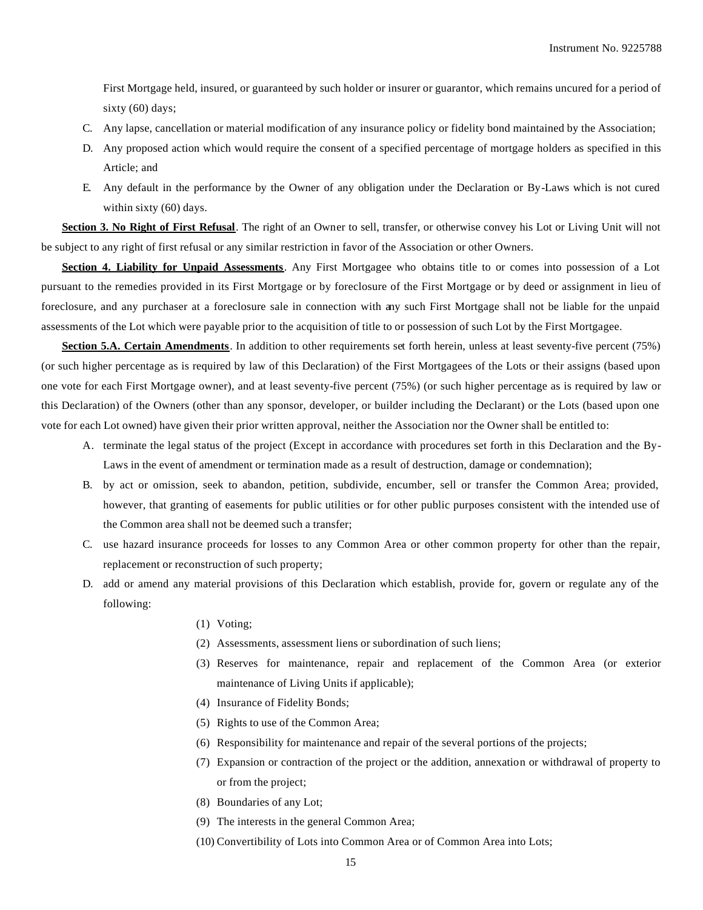First Mortgage held, insured, or guaranteed by such holder or insurer or guarantor, which remains uncured for a period of sixty (60) days;

C. Any lapse, cancellation or material modification of any insurance policy or fidelity bond maintained by the Association;

D. Any proposed action which would require the consent of a specified percentage of mortgage holders as specified in this Article; and

E. Any default in the performance by the Owner of any obligation under the Declaration or By-Laws which is not cured within sixty (60) days.

**Section 3. No Right of First Refusal**. The right of an Owner to sell, transfer, or otherwise convey his Lot or Living Unit will not be subject to any right of first refusal or any similar restriction in favor of the Association or other Owners.

**Section 4. Liability for Unpaid Assessments**. Any First Mortgagee who obtains title to or comes into possession of a Lot pursuant to the remedies provided in its First Mortgage or by foreclosure of the First Mortgage or by deed or assignment in lieu of foreclosure, and any purchaser at a foreclosure sale in connection with any such First Mortgage shall not be liable for the unpaid assessments of the Lot which were payable prior to the acquisition of title to or possession of such Lot by the First Mortgagee.

**Section 5.A. Certain Amendments**. In addition to other requirements set forth herein, unless at least seventy-five percent (75%) (or such higher percentage as is required by law of this Declaration) of the First Mortgagees of the Lots or their assigns (based upon one vote for each First Mortgage owner), and at least seventy-five percent (75%) (or such higher percentage as is required by law or this Declaration) of the Owners (other than any sponsor, developer, or builder including the Declarant) or the Lots (based upon one vote for each Lot owned) have given their prior written approval, neither the Association nor the Owner shall be entitled to:

A. terminate the legal status of the project (Except in accordance with procedures set forth in this Declaration and the By-Laws in the event of amendment or termination made as a result of destruction, damage or condemnation);

B. by act or omission, seek to abandon, petition, subdivide, encumber, sell or transfer the Common Area; provided, however, that granting of easements for public utilities or for other public purposes consistent with the intended use of the Common area shall not be deemed such a transfer;

C. use hazard insurance proceeds for losses to any Common Area or other common property for other than the repair, replacement or reconstruction of such property;

D. add or amend any material provisions of this Declaration which establish, provide for, govern or regulate any of the following:

(1) Voting;

(2) Assessments, assessment liens or subordination of such liens;

(3) Reserves for maintenance, repair and replacement of the Common Area (or exterior maintenance of Living Units if applicable);

(4) Insurance of Fidelity Bonds;

(5) Rights to use of the Common Area;

(6) Responsibility for maintenance and repair of the several portions of the projects;

(7) Expansion or contraction of the project or the addition, annexation or withdrawal of property to or from the project;

(8) Boundaries of any Lot;

(9) The interests in the general Common Area;

(10) Convertibility of Lots into Common Area or of Common Area into Lots;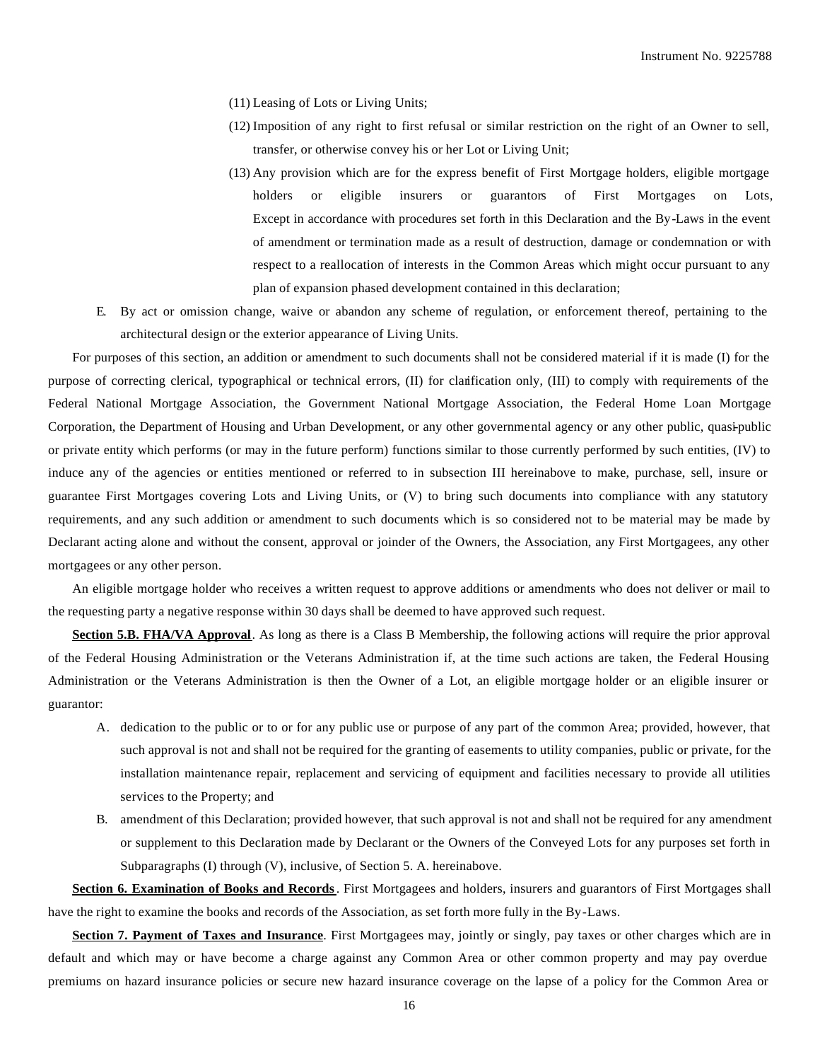(11) Leasing of Lots or Living Units;

(12) Imposition of any right to first refusal or similar restriction on the right of an Owner to sell, transfer, or otherwise convey his or her Lot or Living Unit;

(13) Any provision which are for the express benefit of First Mortgage holders, eligible mortgage holders or eligible insurers or guarantors of First Mortgages on Lots, Except in accordance with procedures set forth in this Declaration and the By-Laws in the event of amendment or termination made as a result of destruction, damage or condemnation or with respect to a reallocation of interests in the Common Areas which might occur pursuant to any plan of expansion phased development contained in this declaration;

E. By act or omission change, waive or abandon any scheme of regulation, or enforcement thereof, pertaining to the architectural design or the exterior appearance of Living Units.

For purposes of this section, an addition or amendment to such documents shall not be considered material if it is made (I) for the purpose of correcting clerical, typographical or technical errors, (II) for clarification only, (III) to comply with requirements of the Federal National Mortgage Association, the Government National Mortgage Association, the Federal Home Loan Mortgage Corporation, the Department of Housing and Urban Development, or any other governmental agency or any other public, quasi-public or private entity which performs (or may in the future perform) functions similar to those currently performed by such entities, (IV) to induce any of the agencies or entities mentioned or referred to in subsection III hereinabove to make, purchase, sell, insure or guarantee First Mortgages covering Lots and Living Units, or (V) to bring such documents into compliance with any statutory requirements, and any such addition or amendment to such documents which is so considered not to be material may be made by Declarant acting alone and without the consent, approval or joinder of the Owners, the Association, any First Mortgagees, any other mortgagees or any other person.

An eligible mortgage holder who receives a written request to approve additions or amendments who does not deliver or mail to the requesting party a negative response within 30 days shall be deemed to have approved such request.

**Section 5.B. FHA/VA Approval**. As long as there is a Class B Membership, the following actions will require the prior approval of the Federal Housing Administration or the Veterans Administration if, at the time such actions are taken, the Federal Housing Administration or the Veterans Administration is then the Owner of a Lot, an eligible mortgage holder or an eligible insurer or guarantor:

A. dedication to the public or to or for any public use or purpose of any part of the common Area; provided, however, that such approval is not and shall not be required for the granting of easements to utility companies, public or private, for the installation maintenance repair, replacement and servicing of equipment and facilities necessary to provide all utilities services to the Property; and

B. amendment of this Declaration; provided however, that such approval is not and shall not be required for any amendment or supplement to this Declaration made by Declarant or the Owners of the Conveyed Lots for any purposes set forth in Subparagraphs (I) through (V), inclusive, of Section 5. A. hereinabove.

**Section 6. Examination of Books and Records**. First Mortgagees and holders, insurers and guarantors of First Mortgages shall have the right to examine the books and records of the Association, as set forth more fully in the By-Laws.

**Section 7. Payment of Taxes and Insurance**. First Mortgagees may, jointly or singly, pay taxes or other charges which are in default and which may or have become a charge against any Common Area or other common property and may pay overdue premiums on hazard insurance policies or secure new hazard insurance coverage on the lapse of a policy for the Common Area or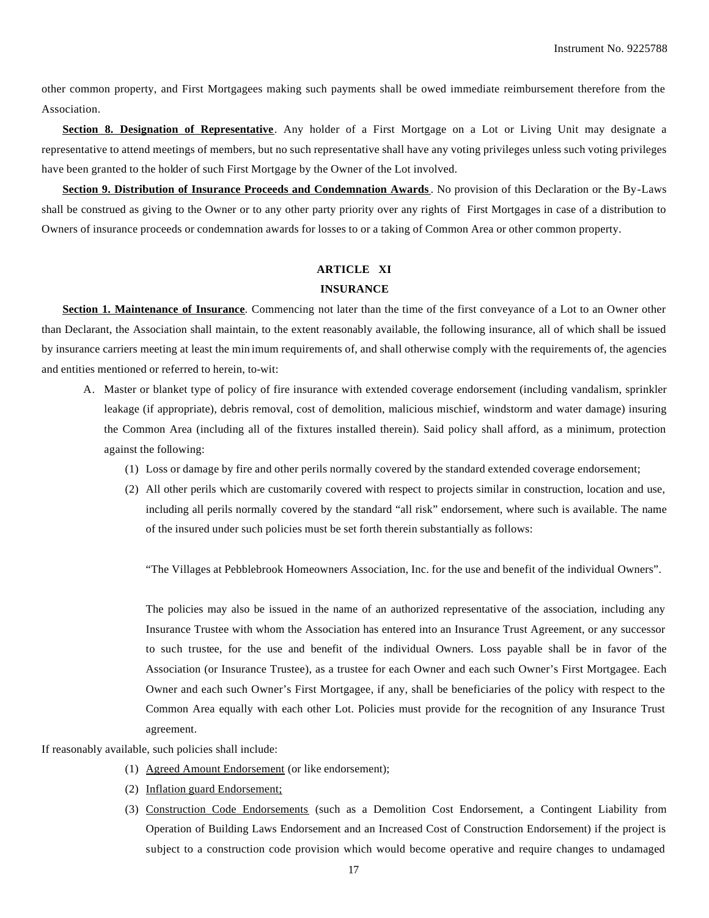other common property, and First Mortgagees making such payments shall be owed immediate reimbursement therefore from the Association.

**Section 8. Designation of Representative**. Any holder of a First Mortgage on a Lot or Living Unit may designate a representative to attend meetings of members, but no such representative shall have any voting privileges unless such voting privileges have been granted to the holder of such First Mortgage by the Owner of the Lot involved.

**Section 9. Distribution of Insurance Proceeds and Condemnation Awards**. No provision of this Declaration or the By-Laws shall be construed as giving to the Owner or to any other party priority over any rights of First Mortgages in case of a distribution to Owners of insurance proceeds or condemnation awards for losses to or a taking of Common Area or other common property.

## ARTICLE XI
## INSURANCE

**Section 1. Maintenance of Insurance**. Commencing not later than the time of the first conveyance of a Lot to an Owner other than Declarant, the Association shall maintain, to the extent reasonably available, the following insurance, all of which shall be issued by insurance carriers meeting at least the minimum requirements of, and shall otherwise comply with the requirements of, the agencies and entities mentioned or referred to herein, to-wit:

A. Master or blanket type of policy of fire insurance with extended coverage endorsement (including vandalism, sprinkler leakage (if appropriate), debris removal, cost of demolition, malicious mischief, windstorm and water damage) insuring the Common Area (including all of the fixtures installed therein). Said policy shall afford, as a minimum, protection against the following:

   (1) Loss or damage by fire and other perils normally covered by the standard extended coverage endorsement;

   (2) All other perils which are customarily covered with respect to projects similar in construction, location and use, including all perils normally covered by the standard "all risk" endorsement, where such is available. The name of the insured under such policies must be set forth therein substantially as follows:

   "The Villages at Pebblebrook Homeowners Association, Inc. for the use and benefit of the individual Owners".

   The policies may also be issued in the name of an authorized representative of the association, including any Insurance Trustee with whom the Association has entered into an Insurance Trust Agreement, or any successor to such trustee, for the use and benefit of the individual Owners. Loss payable shall be in favor of the Association (or Insurance Trustee), as a trustee for each Owner and each such Owner's First Mortgagee. Each Owner and each such Owner's First Mortgagee, if any, shall be beneficiaries of the policy with respect to the Common Area equally with each other Lot. Policies must provide for the recognition of any Insurance Trust agreement.

If reasonably available, such policies shall include:

   (1) Agreed Amount Endorsement (or like endorsement);

   (2) Inflation guard Endorsement;

   (3) Construction Code Endorsements (such as a Demolition Cost Endorsement, a Contingent Liability from Operation of Building Laws Endorsement and an Increased Cost of Construction Endorsement) if the project is subject to a construction code provision which would become operative and require changes to undamaged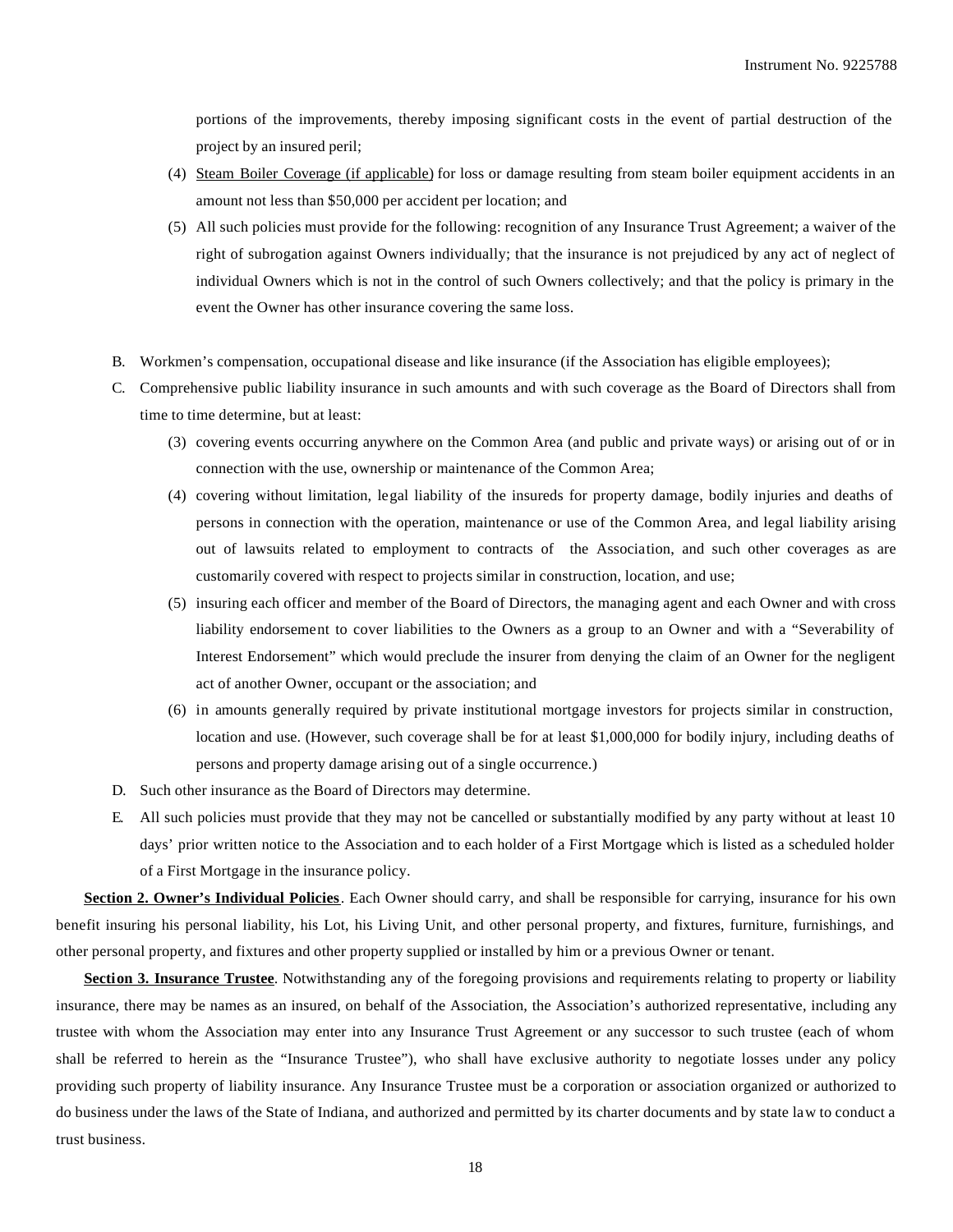portions of the improvements, thereby imposing significant costs in the event of partial destruction of the project by an insured peril;

(4) Steam Boiler Coverage (if applicable) for loss or damage resulting from steam boiler equipment accidents in an amount not less than $50,000 per accident per location; and

(5) All such policies must provide for the following: recognition of any Insurance Trust Agreement; a waiver of the right of subrogation against Owners individually; that the insurance is not prejudiced by any act of neglect of individual Owners which is not in the control of such Owners collectively; and that the policy is primary in the event the Owner has other insurance covering the same loss.

B. Workmen's compensation, occupational disease and like insurance (if the Association has eligible employees);

C. Comprehensive public liability insurance in such amounts and with such coverage as the Board of Directors shall from time to time determine, but at least:

(3) covering events occurring anywhere on the Common Area (and public and private ways) or arising out of or in connection with the use, ownership or maintenance of the Common Area;

(4) covering without limitation, legal liability of the insureds for property damage, bodily injuries and deaths of persons in connection with the operation, maintenance or use of the Common Area, and legal liability arising out of lawsuits related to employment to contracts of the Association, and such other coverages as are customarily covered with respect to projects similar in construction, location, and use;

(5) insuring each officer and member of the Board of Directors, the managing agent and each Owner and with cross liability endorsement to cover liabilities to the Owners as a group to an Owner and with a "Severability of Interest Endorsement" which would preclude the insurer from denying the claim of an Owner for the negligent act of another Owner, occupant or the association; and

(6) in amounts generally required by private institutional mortgage investors for projects similar in construction, location and use. (However, such coverage shall be for at least $1,000,000 for bodily injury, including deaths of persons and property damage arising out of a single occurrence.)

D. Such other insurance as the Board of Directors may determine.

E. All such policies must provide that they may not be cancelled or substantially modified by any party without at least 10 days' prior written notice to the Association and to each holder of a First Mortgage which is listed as a scheduled holder of a First Mortgage in the insurance policy.

**Section 2. Owner's Individual Policies**. Each Owner should carry, and shall be responsible for carrying, insurance for his own benefit insuring his personal liability, his Lot, his Living Unit, and other personal property, and fixtures, furniture, furnishings, and other personal property, and fixtures and other property supplied or installed by him or a previous Owner or tenant.

**Section 3. Insurance Trustee**. Notwithstanding any of the foregoing provisions and requirements relating to property or liability insurance, there may be names as an insured, on behalf of the Association, the Association's authorized representative, including any trustee with whom the Association may enter into any Insurance Trust Agreement or any successor to such trustee (each of whom shall be referred to herein as the "Insurance Trustee"), who shall have exclusive authority to negotiate losses under any policy providing such property of liability insurance. Any Insurance Trustee must be a corporation or association organized or authorized to do business under the laws of the State of Indiana, and authorized and permitted by its charter documents and by state law to conduct a trust business.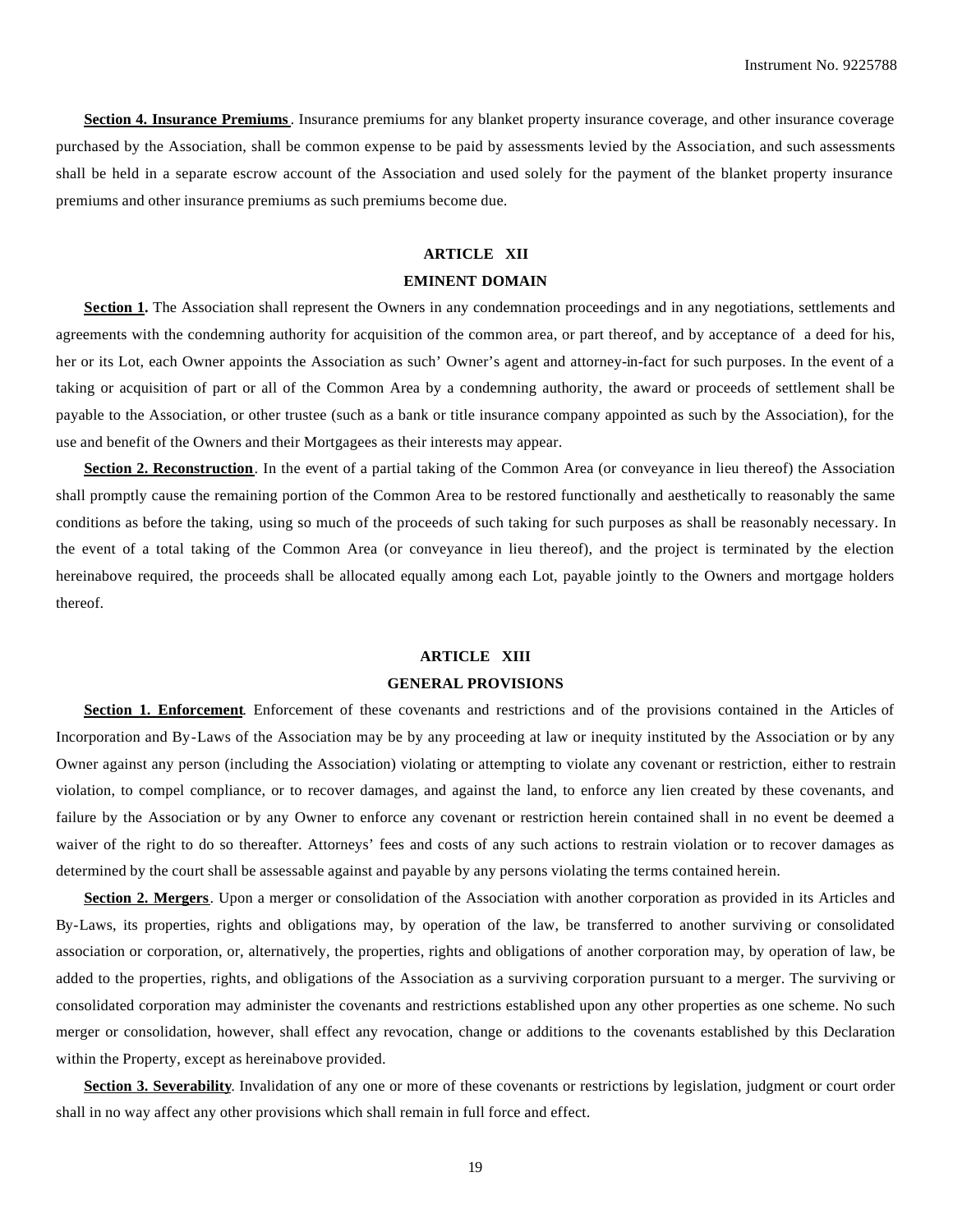**Section 4. Insurance Premiums**. Insurance premiums for any blanket property insurance coverage, and other insurance coverage purchased by the Association, shall be common expense to be paid by assessments levied by the Association, and such assessments shall be held in a separate escrow account of the Association and used solely for the payment of the blanket property insurance premiums and other insurance premiums as such premiums become due.

## ARTICLE XII

## EMINENT DOMAIN

**Section 1.** The Association shall represent the Owners in any condemnation proceedings and in any negotiations, settlements and agreements with the condemning authority for acquisition of the common area, or part thereof, and by acceptance of a deed for his, her or its Lot, each Owner appoints the Association as such' Owner's agent and attorney-in-fact for such purposes. In the event of a taking or acquisition of part or all of the Common Area by a condemning authority, the award or proceeds of settlement shall be payable to the Association, or other trustee (such as a bank or title insurance company appointed as such by the Association), for the use and benefit of the Owners and their Mortgagees as their interests may appear.

**Section 2. Reconstruction**. In the event of a partial taking of the Common Area (or conveyance in lieu thereof) the Association shall promptly cause the remaining portion of the Common Area to be restored functionally and aesthetically to reasonably the same conditions as before the taking, using so much of the proceeds of such taking for such purposes as shall be reasonably necessary. In the event of a total taking of the Common Area (or conveyance in lieu thereof), and the project is terminated by the election hereinabove required, the proceeds shall be allocated equally among each Lot, payable jointly to the Owners and mortgage holders thereof.

## ARTICLE XIII

## GENERAL PROVISIONS

**Section 1. Enforcement**. Enforcement of these covenants and restrictions and of the provisions contained in the Articles of Incorporation and By-Laws of the Association may be by any proceeding at law or inequity instituted by the Association or by any Owner against any person (including the Association) violating or attempting to violate any covenant or restriction, either to restrain violation, to compel compliance, or to recover damages, and against the land, to enforce any lien created by these covenants, and failure by the Association or by any Owner to enforce any covenant or restriction herein contained shall in no event be deemed a waiver of the right to do so thereafter. Attorneys' fees and costs of any such actions to restrain violation or to recover damages as determined by the court shall be assessable against and payable by any persons violating the terms contained herein.

**Section 2. Mergers**. Upon a merger or consolidation of the Association with another corporation as provided in its Articles and By-Laws, its properties, rights and obligations may, by operation of the law, be transferred to another surviving or consolidated association or corporation, or, alternatively, the properties, rights and obligations of another corporation may, by operation of law, be added to the properties, rights, and obligations of the Association as a surviving corporation pursuant to a merger. The surviving or consolidated corporation may administer the covenants and restrictions established upon any other properties as one scheme. No such merger or consolidation, however, shall effect any revocation, change or additions to the covenants established by this Declaration within the Property, except as hereinabove provided.

**Section 3. Severability**. Invalidation of any one or more of these covenants or restrictions by legislation, judgment or court order shall in no way affect any other provisions which shall remain in full force and effect.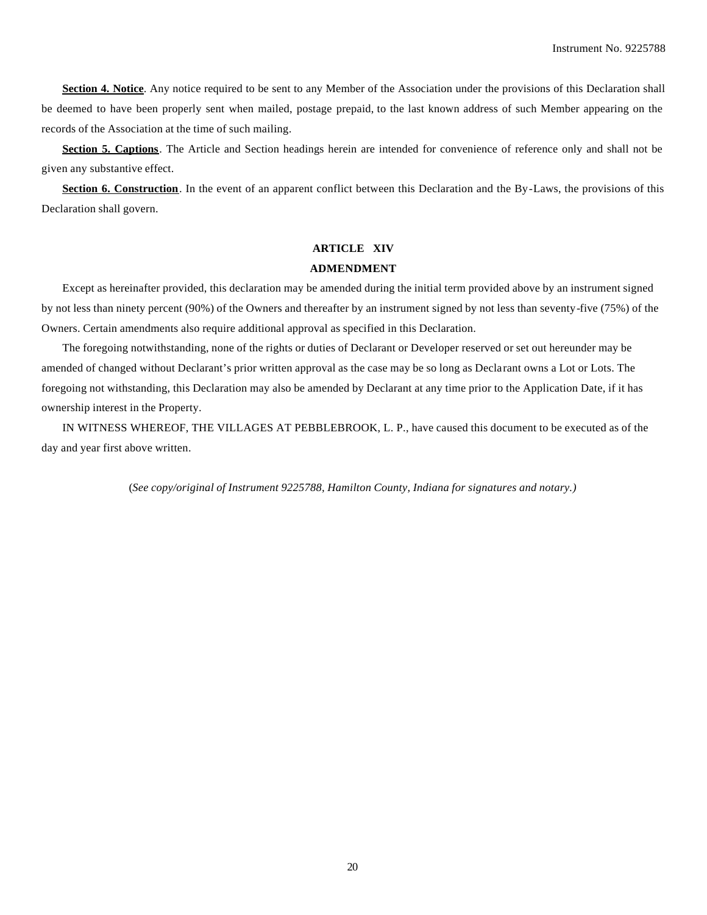**Section 4. Notice**. Any notice required to be sent to any Member of the Association under the provisions of this Declaration shall be deemed to have been properly sent when mailed, postage prepaid, to the last known address of such Member appearing on the records of the Association at the time of such mailing.

**Section 5. Captions**. The Article and Section headings herein are intended for convenience of reference only and shall not be given any substantive effect.

**Section 6. Construction**. In the event of an apparent conflict between this Declaration and the By-Laws, the provisions of this Declaration shall govern.

## ARTICLE XIV

## ADMENDMENT

Except as hereinafter provided, this declaration may be amended during the initial term provided above by an instrument signed by not less than ninety percent (90%) of the Owners and thereafter by an instrument signed by not less than seventy-five (75%) of the Owners. Certain amendments also require additional approval as specified in this Declaration.

The foregoing notwithstanding, none of the rights or duties of Declarant or Developer reserved or set out hereunder may be amended of changed without Declarant's prior written approval as the case may be so long as Declarant owns a Lot or Lots. The foregoing not withstanding, this Declaration may also be amended by Declarant at any time prior to the Application Date, if it has ownership interest in the Property.

IN WITNESS WHEREOF, THE VILLAGES AT PEBBLEBROOK, L. P., have caused this document to be executed as of the day and year first above written.

(*See copy/original of Instrument 9225788, Hamilton County, Indiana for signatures and notary.)*